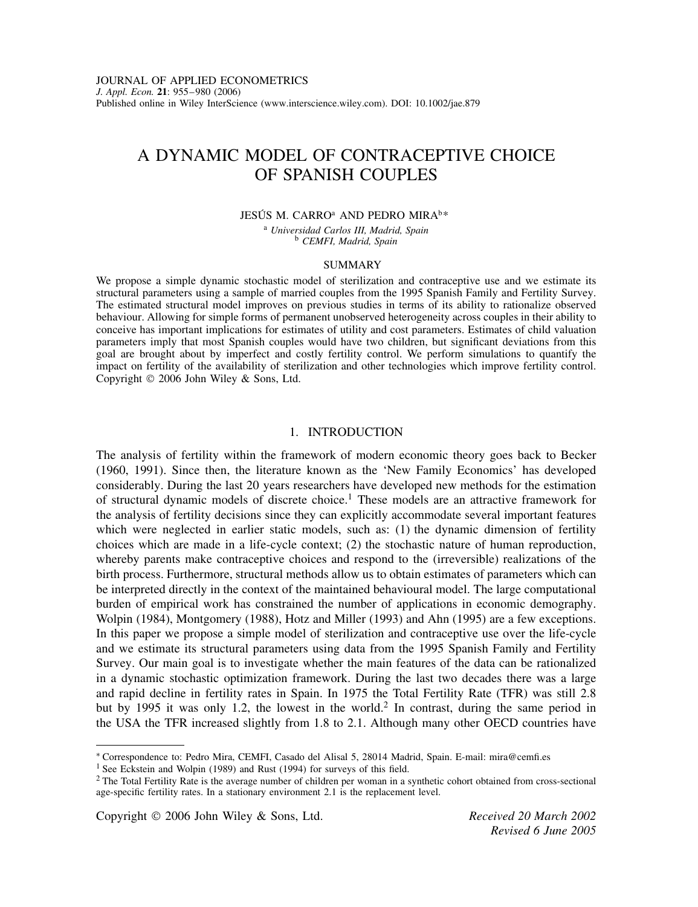JOURNAL OF APPLIED ECONOMETRICS
*J. Appl. Econ.* **21**: 955–980 (2006)
Published online in Wiley InterScience (www.interscience.wiley.com). DOI: 10.1002/jae.879

# A DYNAMIC MODEL OF CONTRACEPTIVE CHOICE OF SPANISH COUPLES

JESÚS M. CARRO[a] AND PEDRO MIRA[b]*

[a] *Universidad Carlos III, Madrid, Spain*
[b] *CEMFI, Madrid, Spain*

## SUMMARY

We propose a simple dynamic stochastic model of sterilization and contraceptive use and we estimate its structural parameters using a sample of married couples from the 1995 Spanish Family and Fertility Survey. The estimated structural model improves on previous studies in terms of its ability to rationalize observed behaviour. Allowing for simple forms of permanent unobserved heterogeneity across couples in their ability to conceive has important implications for estimates of utility and cost parameters. Estimates of child valuation parameters imply that most Spanish couples would have two children, but significant deviations from this goal are brought about by imperfect and costly fertility control. We perform simulations to quantify the impact on fertility of the availability of sterilization and other technologies which improve fertility control. Copyright © 2006 John Wiley & Sons, Ltd.

## 1. INTRODUCTION

The analysis of fertility within the framework of modern economic theory goes back to Becker (1960, 1991). Since then, the literature known as the 'New Family Economics' has developed considerably. During the last 20 years researchers have developed new methods for the estimation of structural dynamic models of discrete choice.[1] These models are an attractive framework for the analysis of fertility decisions since they can explicitly accommodate several important features which were neglected in earlier static models, such as: (1) the dynamic dimension of fertility choices which are made in a life-cycle context; (2) the stochastic nature of human reproduction, whereby parents make contraceptive choices and respond to the (irreversible) realizations of the birth process. Furthermore, structural methods allow us to obtain estimates of parameters which can be interpreted directly in the context of the maintained behavioural model. The large computational burden of empirical work has constrained the number of applications in economic demography. Wolpin (1984), Montgomery (1988), Hotz and Miller (1993) and Ahn (1995) are a few exceptions. In this paper we propose a simple model of sterilization and contraceptive use over the life-cycle and we estimate its structural parameters using data from the 1995 Spanish Family and Fertility Survey. Our main goal is to investigate whether the main features of the data can be rationalized in a dynamic stochastic optimization framework. During the last two decades there was a large and rapid decline in fertility rates in Spain. In 1975 the Total Fertility Rate (TFR) was still 2.8 but by 1995 it was only 1.2, the lowest in the world.[2] In contrast, during the same period in the USA the TFR increased slightly from 1.8 to 2.1. Although many other OECD countries have

---

* Correspondence to: Pedro Mira, CEMFI, Casado del Alisal 5, 28014 Madrid, Spain. E-mail: mira@cemfi.es

[1] See Eckstein and Wolpin (1989) and Rust (1994) for surveys of this field.

[2] The Total Fertility Rate is the average number of children per woman in a synthetic cohort obtained from cross-sectional age-specific fertility rates. In a stationary environment 2.1 is the replacement level.

Copyright © 2006 John Wiley & Sons, Ltd.

*Received 20 March 2002*
*Revised 6 June 2005*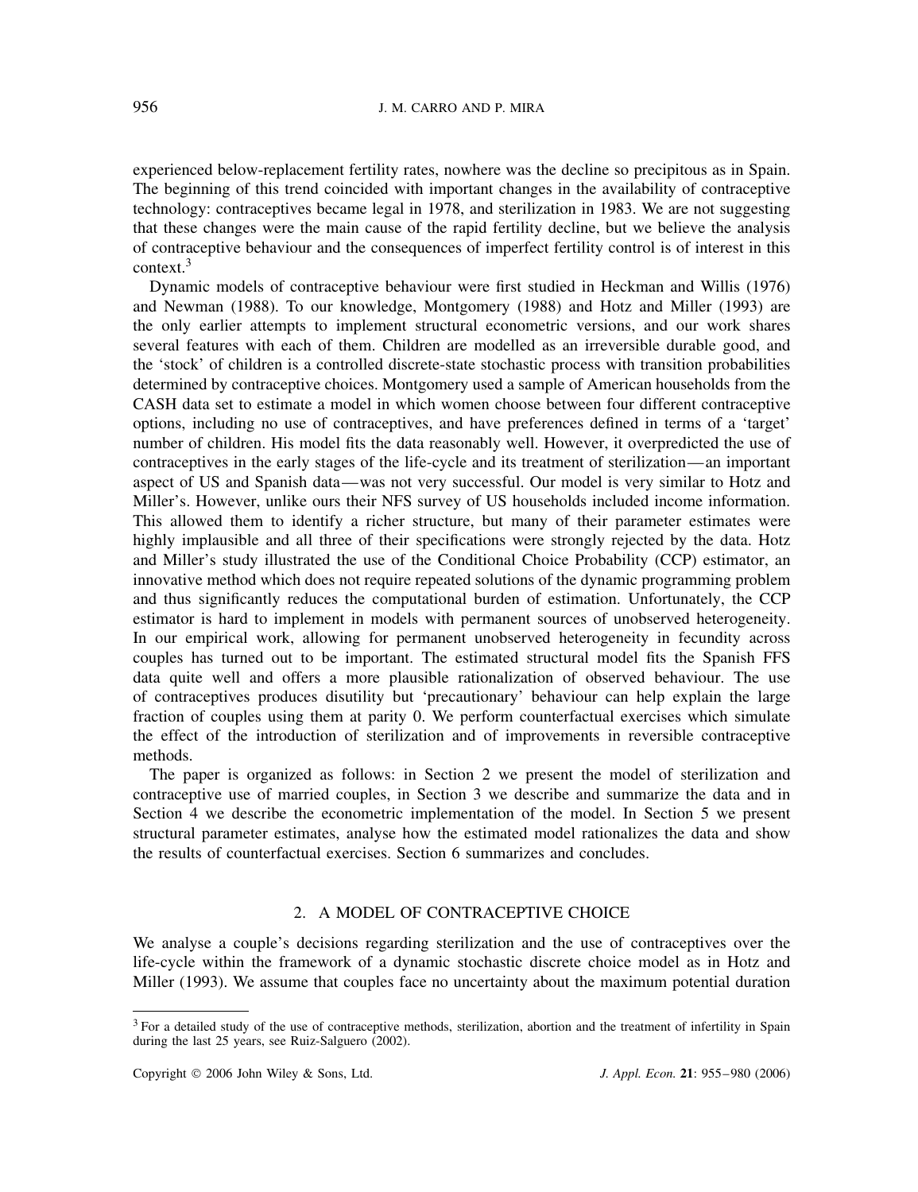experienced below-replacement fertility rates, nowhere was the decline so precipitous as in Spain. The beginning of this trend coincided with important changes in the availability of contraceptive technology: contraceptives became legal in 1978, and sterilization in 1983. We are not suggesting that these changes were the main cause of the rapid fertility decline, but we believe the analysis of contraceptive behaviour and the consequences of imperfect fertility control is of interest in this context.[3]

Dynamic models of contraceptive behaviour were first studied in Heckman and Willis (1976) and Newman (1988). To our knowledge, Montgomery (1988) and Hotz and Miller (1993) are the only earlier attempts to implement structural econometric versions, and our work shares several features with each of them. Children are modelled as an irreversible durable good, and the 'stock' of children is a controlled discrete-state stochastic process with transition probabilities determined by contraceptive choices. Montgomery used a sample of American households from the CASH data set to estimate a model in which women choose between four different contraceptive options, including no use of contraceptives, and have preferences defined in terms of a 'target' number of children. His model fits the data reasonably well. However, it overpredicted the use of contraceptives in the early stages of the life-cycle and its treatment of sterilization—an important aspect of US and Spanish data—was not very successful. Our model is very similar to Hotz and Miller's. However, unlike ours their NFS survey of US households included income information. This allowed them to identify a richer structure, but many of their parameter estimates were highly implausible and all three of their specifications were strongly rejected by the data. Hotz and Miller's study illustrated the use of the Conditional Choice Probability (CCP) estimator, an innovative method which does not require repeated solutions of the dynamic programming problem and thus significantly reduces the computational burden of estimation. Unfortunately, the CCP estimator is hard to implement in models with permanent sources of unobserved heterogeneity. In our empirical work, allowing for permanent unobserved heterogeneity in fecundity across couples has turned out to be important. The estimated structural model fits the Spanish FFS data quite well and offers a more plausible rationalization of observed behaviour. The use of contraceptives produces disutility but 'precautionary' behaviour can help explain the large fraction of couples using them at parity 0. We perform counterfactual exercises which simulate the effect of the introduction of sterilization and of improvements in reversible contraceptive methods.

The paper is organized as follows: in Section 2 we present the model of sterilization and contraceptive use of married couples, in Section 3 we describe and summarize the data and in Section 4 we describe the econometric implementation of the model. In Section 5 we present structural parameter estimates, analyse how the estimated model rationalizes the data and show the results of counterfactual exercises. Section 6 summarizes and concludes.

## 2. A MODEL OF CONTRACEPTIVE CHOICE

We analyse a couple's decisions regarding sterilization and the use of contraceptives over the life-cycle within the framework of a dynamic stochastic discrete choice model as in Hotz and Miller (1993). We assume that couples face no uncertainty about the maximum potential duration

[3] For a detailed study of the use of contraceptive methods, sterilization, abortion and the treatment of infertility in Spain during the last 25 years, see Ruiz-Salguero (2002).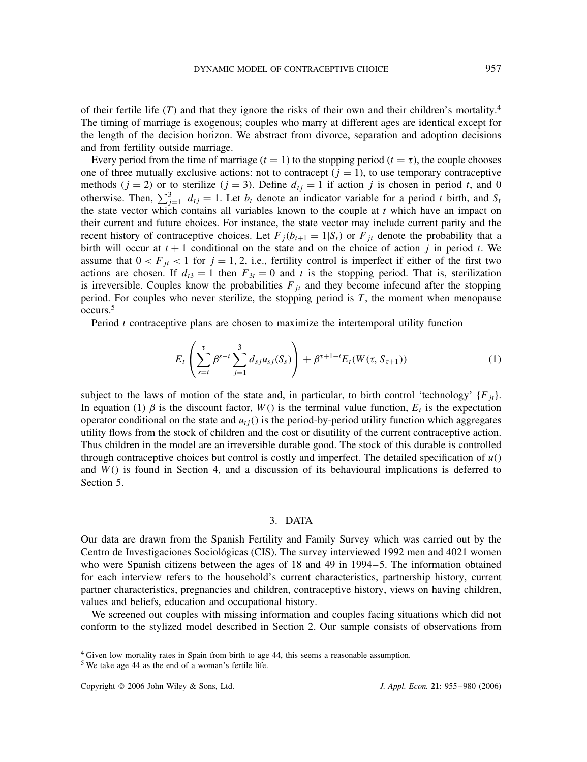of their fertile life ($T$) and that they ignore the risks of their own and their children's mortality.[4] The timing of marriage is exogenous; couples who marry at different ages are identical except for the length of the decision horizon. We abstract from divorce, separation and adoption decisions and from fertility outside marriage.

Every period from the time of marriage ($t = 1$) to the stopping period ($t = \tau$), the couple chooses one of three mutually exclusive actions: not to contracept ($j = 1$), to use temporary contraceptive methods ($j = 2$) or to sterilize ($j = 3$). Define $d_{tj} = 1$ if action $j$ is chosen in period $t$, and 0 otherwise. Then, $\sum_{j=1}^{3} d_{tj} = 1$. Let $b_t$ denote an indicator variable for a period $t$ birth, and $S_t$ the state vector which contains all variables known to the couple at $t$ which have an impact on their current and future choices. For instance, the state vector may include current parity and the recent history of contraceptive choices. Let $F_j(b_{t+1} = 1|S_t)$ or $F_{jt}$ denote the probability that a birth will occur at $t + 1$ conditional on the state and on the choice of action $j$ in period $t$. We assume that $0 < F_{jt} < 1$ for $j = 1, 2$, i.e., fertility control is imperfect if either of the first two actions are chosen. If $d_{t3} = 1$ then $F_{3t} = 0$ and $t$ is the stopping period. That is, sterilization is irreversible. Couples know the probabilities $F_{jt}$ and they become infecund after the stopping period. For couples who never sterilize, the stopping period is $T$, the moment when menopause occurs.[5]

Period $t$ contraceptive plans are chosen to maximize the intertemporal utility function

$$E_t\left(\sum_{s=t}^{\tau} \beta^{s-t} \sum_{j=1}^{3} d_{sj} u_{sj}(S_s)\right) + \beta^{\tau+1-t} E_t(W(\tau, S_{\tau+1})) \tag{1}$$

subject to the laws of motion of the state and, in particular, to birth control 'technology' $\{F_{jt}\}$. In equation (1) $\beta$ is the discount factor, $W()$ is the terminal value function, $E_t$ is the expectation operator conditional on the state and $u_{tj}()$ is the period-by-period utility function which aggregates utility flows from the stock of children and the cost or disutility of the current contraceptive action. Thus children in the model are an irreversible durable good. The stock of this durable is controlled through contraceptive choices but control is costly and imperfect. The detailed specification of $u()$ and $W()$ is found in Section 4, and a discussion of its behavioural implications is deferred to Section 5.

## 3. DATA

Our data are drawn from the Spanish Fertility and Family Survey which was carried out by the Centro de Investigaciones Sociológicas (CIS). The survey interviewed 1992 men and 4021 women who were Spanish citizens between the ages of 18 and 49 in 1994–5. The information obtained for each interview refers to the household's current characteristics, partnership history, current partner characteristics, pregnancies and children, contraceptive history, views on having children, values and beliefs, education and occupational history.

We screened out couples with missing information and couples facing situations which did not conform to the stylized model described in Section 2. Our sample consists of observations from

---

[4] Given low mortality rates in Spain from birth to age 44, this seems a reasonable assumption.

[5] We take age 44 as the end of a woman's fertile life.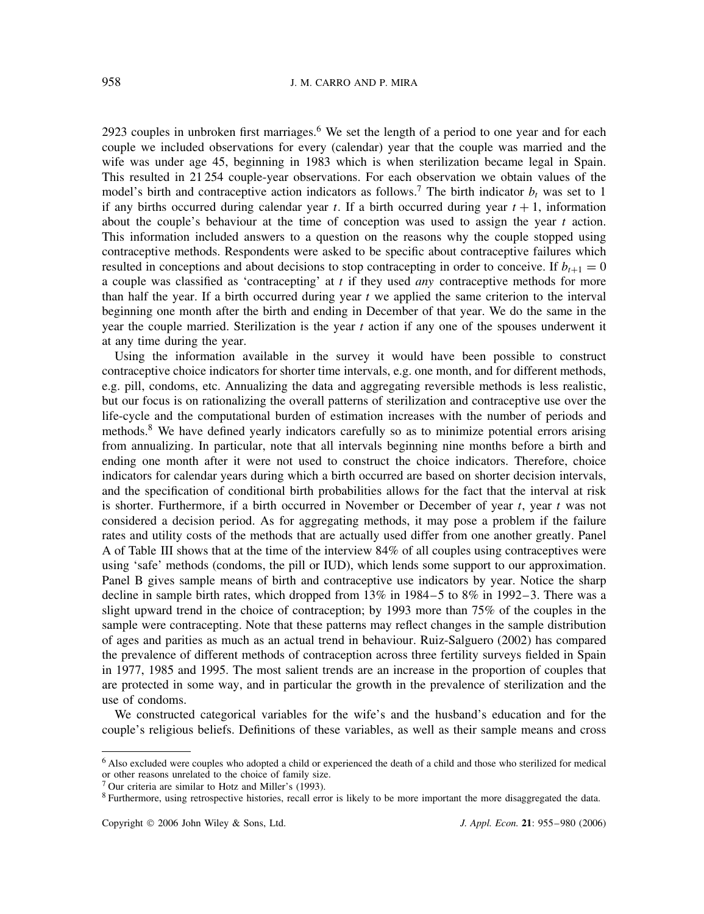2923 couples in unbroken first marriages.[6] We set the length of a period to one year and for each couple we included observations for every (calendar) year that the couple was married and the wife was under age 45, beginning in 1983 which is when sterilization became legal in Spain. This resulted in 21 254 couple-year observations. For each observation we obtain values of the model's birth and contraceptive action indicators as follows.[7] The birth indicator $b_t$ was set to 1 if any births occurred during calendar year $t$. If a birth occurred during year $t+1$, information about the couple's behaviour at the time of conception was used to assign the year $t$ action. This information included answers to a question on the reasons why the couple stopped using contraceptive methods. Respondents were asked to be specific about contraceptive failures which resulted in conceptions and about decisions to stop contracepting in order to conceive. If $b_{t+1} = 0$ a couple was classified as 'contracepting' at $t$ if they used *any* contraceptive methods for more than half the year. If a birth occurred during year $t$ we applied the same criterion to the interval beginning one month after the birth and ending in December of that year. We do the same in the year the couple married. Sterilization is the year $t$ action if any one of the spouses underwent it at any time during the year.

Using the information available in the survey it would have been possible to construct contraceptive choice indicators for shorter time intervals, e.g. one month, and for different methods, e.g. pill, condoms, etc. Annualizing the data and aggregating reversible methods is less realistic, but our focus is on rationalizing the overall patterns of sterilization and contraceptive use over the life-cycle and the computational burden of estimation increases with the number of periods and methods.[8] We have defined yearly indicators carefully so as to minimize potential errors arising from annualizing. In particular, note that all intervals beginning nine months before a birth and ending one month after it were not used to construct the choice indicators. Therefore, choice indicators for calendar years during which a birth occurred are based on shorter decision intervals, and the specification of conditional birth probabilities allows for the fact that the interval at risk is shorter. Furthermore, if a birth occurred in November or December of year $t$, year $t$ was not considered a decision period. As for aggregating methods, it may pose a problem if the failure rates and utility costs of the methods that are actually used differ from one another greatly. Panel A of Table III shows that at the time of the interview 84% of all couples using contraceptives were using 'safe' methods (condoms, the pill or IUD), which lends some support to our approximation. Panel B gives sample means of birth and contraceptive use indicators by year. Notice the sharp decline in sample birth rates, which dropped from 13% in 1984–5 to 8% in 1992–3. There was a slight upward trend in the choice of contraception; by 1993 more than 75% of the couples in the sample were contracepting. Note that these patterns may reflect changes in the sample distribution of ages and parities as much as an actual trend in behaviour. Ruiz-Salguero (2002) has compared the prevalence of different methods of contraception across three fertility surveys fielded in Spain in 1977, 1985 and 1995. The most salient trends are an increase in the proportion of couples that are protected in some way, and in particular the growth in the prevalence of sterilization and the use of condoms.

We constructed categorical variables for the wife's and the husband's education and for the couple's religious beliefs. Definitions of these variables, as well as their sample means and cross

[6] Also excluded were couples who adopted a child or experienced the death of a child and those who sterilized for medical or other reasons unrelated to the choice of family size.

[7] Our criteria are similar to Hotz and Miller's (1993).

[8] Furthermore, using retrospective histories, recall error is likely to be more important the more disaggregated the data.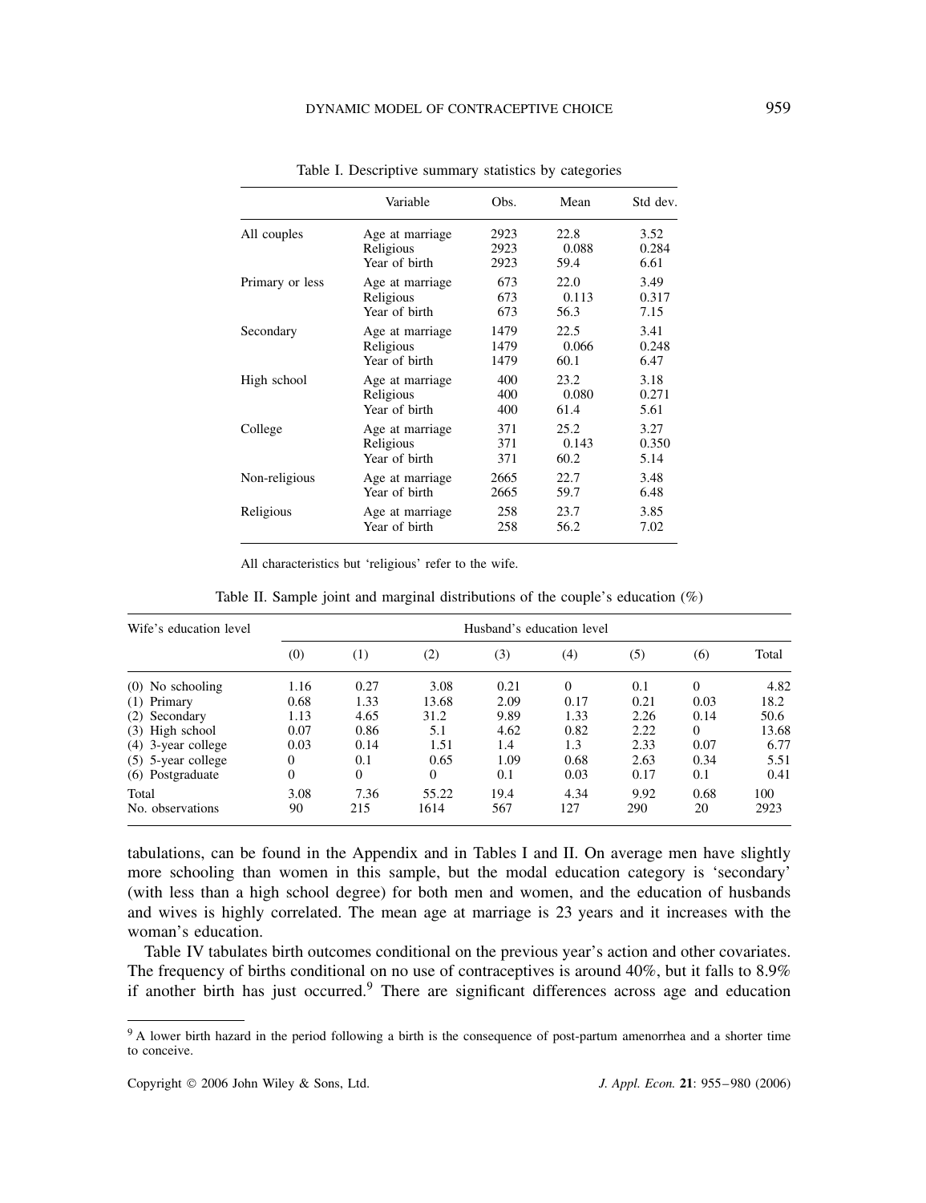Table I. Descriptive summary statistics by categories

| | Variable | Obs. | Mean | Std dev. |
|---|---|---|---|---|
| All couples | Age at marriage | 2923 | 22.8 | 3.52 |
| | Religious | 2923 | 0.088 | 0.284 |
| | Year of birth | 2923 | 59.4 | 6.61 |
| Primary or less | Age at marriage | 673 | 22.0 | 3.49 |
| | Religious | 673 | 0.113 | 0.317 |
| | Year of birth | 673 | 56.3 | 7.15 |
| Secondary | Age at marriage | 1479 | 22.5 | 3.41 |
| | Religious | 1479 | 0.066 | 0.248 |
| | Year of birth | 1479 | 60.1 | 6.47 |
| High school | Age at marriage | 400 | 23.2 | 3.18 |
| | Religious | 400 | 0.080 | 0.271 |
| | Year of birth | 400 | 61.4 | 5.61 |
| College | Age at marriage | 371 | 25.2 | 3.27 |
| | Religious | 371 | 0.143 | 0.350 |
| | Year of birth | 371 | 60.2 | 5.14 |
| Non-religious | Age at marriage | 2665 | 22.7 | 3.48 |
| | Year of birth | 2665 | 59.7 | 6.48 |
| Religious | Age at marriage | 258 | 23.7 | 3.85 |
| | Year of birth | 258 | 56.2 | 7.02 |

All characteristics but 'religious' refer to the wife.

Table II. Sample joint and marginal distributions of the couple's education (%)

| Wife's education level | Husband's education level | | | | | | | |
|---|---|---|---|---|---|---|---|---|
| | (0) | (1) | (2) | (3) | (4) | (5) | (6) | Total |
| (0) No schooling | 1.16 | 0.27 | 3.08 | 0.21 | 0 | 0.1 | 0 | 4.82 |
| (1) Primary | 0.68 | 1.33 | 13.68 | 2.09 | 0.17 | 0.21 | 0.03 | 18.2 |
| (2) Secondary | 1.13 | 4.65 | 31.2 | 9.89 | 1.33 | 2.26 | 0.14 | 50.6 |
| (3) High school | 0.07 | 0.86 | 5.1 | 4.62 | 0.82 | 2.22 | 0 | 13.68 |
| (4) 3-year college | 0.03 | 0.14 | 1.51 | 1.4 | 1.3 | 2.33 | 0.07 | 6.77 |
| (5) 5-year college | 0 | 0.1 | 0.65 | 1.09 | 0.68 | 2.63 | 0.34 | 5.51 |
| (6) Postgraduate | 0 | 0 | 0 | 0.1 | 0.03 | 0.17 | 0.1 | 0.41 |
| Total | 3.08 | 7.36 | 55.22 | 19.4 | 4.34 | 9.92 | 0.68 | 100 |
| No. observations | 90 | 215 | 1614 | 567 | 127 | 290 | 20 | 2923 |

tabulations, can be found in the Appendix and in Tables I and II. On average men have slightly more schooling than women in this sample, but the modal education category is 'secondary' (with less than a high school degree) for both men and women, and the education of husbands and wives is highly correlated. The mean age at marriage is 23 years and it increases with the woman's education.

Table IV tabulates birth outcomes conditional on the previous year's action and other covariates. The frequency of births conditional on no use of contraceptives is around 40%, but it falls to 8.9% if another birth has just occurred.[9] There are significant differences across age and education

[9] A lower birth hazard in the period following a birth is the consequence of post-partum amenorrhea and a shorter time to conceive.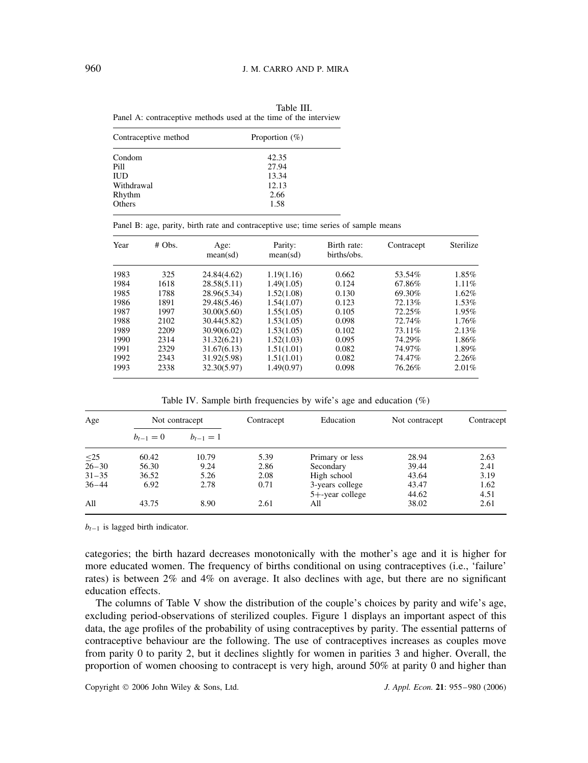Table III.

Panel A: contraceptive methods used at the time of the interview

| Contraceptive method | Proportion (%) |
|---|---|
| Condom | 42.35 |
| Pill | 27.94 |
| IUD | 13.34 |
| Withdrawal | 12.13 |
| Rhythm | 2.66 |
| Others | 1.58 |

Panel B: age, parity, birth rate and contraceptive use; time series of sample means

| Year | # Obs. | Age: mean(sd) | Parity: mean(sd) | Birth rate: births/obs. | Contracept | Sterilize |
|---|---|---|---|---|---|---|
| 1983 | 325 | 24.84(4.62) | 1.19(1.16) | 0.662 | 53.54% | 1.85% |
| 1984 | 1618 | 28.58(5.11) | 1.49(1.05) | 0.124 | 67.86% | 1.11% |
| 1985 | 1788 | 28.96(5.34) | 1.52(1.08) | 0.130 | 69.30% | 1.62% |
| 1986 | 1891 | 29.48(5.46) | 1.54(1.07) | 0.123 | 72.13% | 1.53% |
| 1987 | 1997 | 30.00(5.60) | 1.55(1.05) | 0.105 | 72.25% | 1.95% |
| 1988 | 2102 | 30.44(5.82) | 1.53(1.05) | 0.098 | 72.74% | 1.76% |
| 1989 | 2209 | 30.90(6.02) | 1.53(1.05) | 0.102 | 73.11% | 2.13% |
| 1990 | 2314 | 31.32(6.21) | 1.52(1.03) | 0.095 | 74.29% | 1.86% |
| 1991 | 2329 | 31.67(6.13) | 1.51(1.01) | 0.082 | 74.97% | 1.89% |
| 1992 | 2343 | 31.92(5.98) | 1.51(1.01) | 0.082 | 74.47% | 2.26% |
| 1993 | 2338 | 32.30(5.97) | 1.49(0.97) | 0.098 | 76.26% | 2.01% |

Table IV. Sample birth frequencies by wife's age and education (%)

| Age | Not contracept | | Contracept | Education | Not contracept | Contracept |
|---|---|---|---|---|---|---|
| | $b_{t-1} = 0$ | $b_{t-1} = 1$ | | | | |
| ≤25 | 60.42 | 10.79 | 5.39 | Primary or less | 28.94 | 2.63 |
| 26–30 | 56.30 | 9.24 | 2.86 | Secondary | 39.44 | 2.41 |
| 31–35 | 36.52 | 5.26 | 2.08 | High school | 43.64 | 3.19 |
| 36–44 | 6.92 | 2.78 | 0.71 | 3-years college | 43.47 | 1.62 |
| | | | | 5+-year college | 44.62 | 4.51 |
| All | 43.75 | 8.90 | 2.61 | All | 38.02 | 2.61 |

$b_{t-1}$ is lagged birth indicator.

categories; the birth hazard decreases monotonically with the mother's age and it is higher for more educated women. The frequency of births conditional on using contraceptives (i.e., 'failure' rates) is between 2% and 4% on average. It also declines with age, but there are no significant education effects.

The columns of Table V show the distribution of the couple's choices by parity and wife's age, excluding period-observations of sterilized couples. Figure 1 displays an important aspect of this data, the age profiles of the probability of using contraceptives by parity. The essential patterns of contraceptive behaviour are the following. The use of contraceptives increases as couples move from parity 0 to parity 2, but it declines slightly for women in parities 3 and higher. Overall, the proportion of women choosing to contracept is very high, around 50% at parity 0 and higher than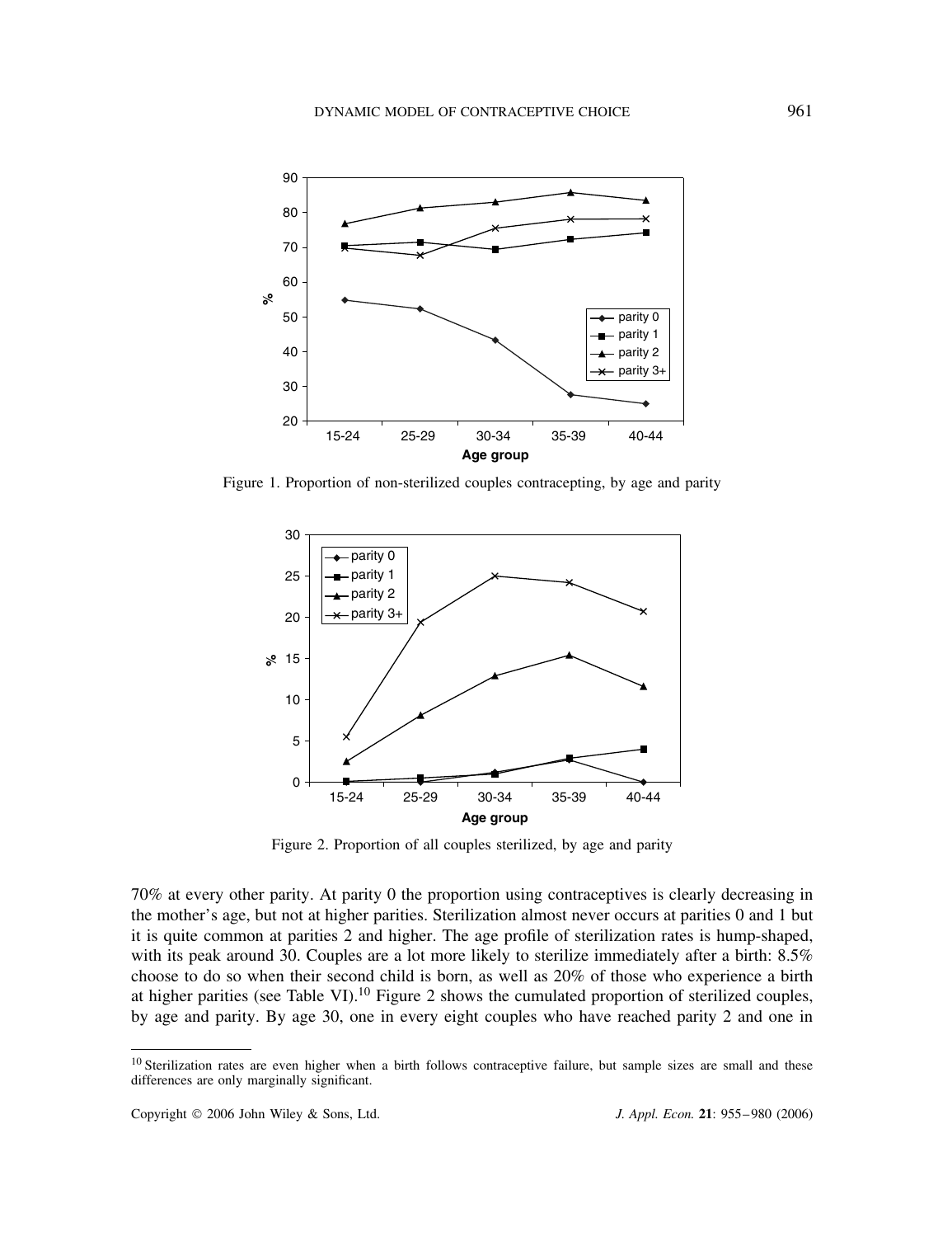Figure 1. Proportion of non-sterilized couples contracepting, by age and parity

Figure 2. Proportion of all couples sterilized, by age and parity

70% at every other parity. At parity 0 the proportion using contraceptives is clearly decreasing in the mother's age, but not at higher parities. Sterilization almost never occurs at parities 0 and 1 but it is quite common at parities 2 and higher. The age profile of sterilization rates is hump-shaped, with its peak around 30. Couples are a lot more likely to sterilize immediately after a birth: 8.5% choose to do so when their second child is born, as well as 20% of those who experience a birth at higher parities (see Table VI).[10] Figure 2 shows the cumulated proportion of sterilized couples, by age and parity. By age 30, one in every eight couples who have reached parity 2 and one in

[10] Sterilization rates are even higher when a birth follows contraceptive failure, but sample sizes are small and these differences are only marginally significant.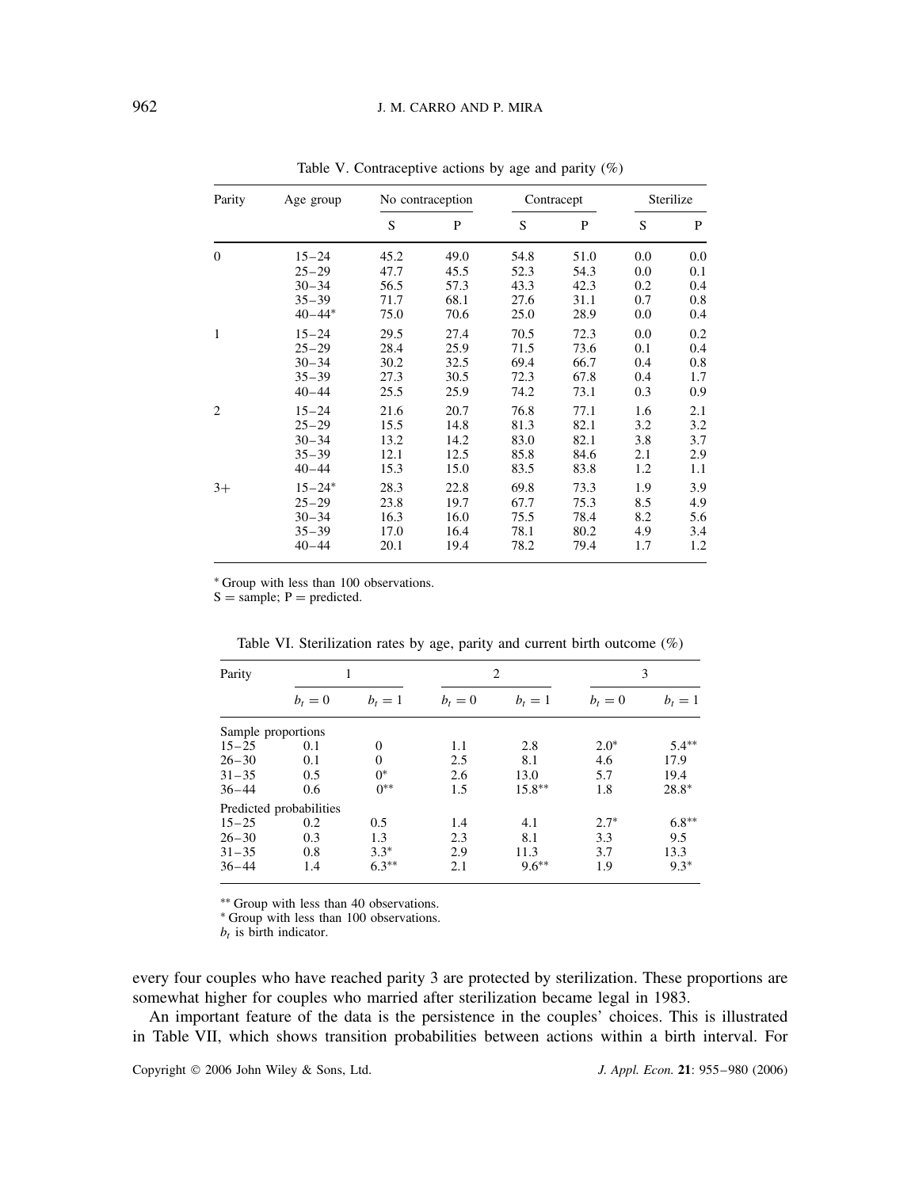Table V. Contraceptive actions by age and parity (%)

| Parity | Age group | No contraception | | Contracept | | Sterilize | |
|---|---|---|---|---|---|---|---|
| | | S | P | S | P | S | P |
| 0 | 15–24 | 45.2 | 49.0 | 54.8 | 51.0 | 0.0 | 0.0 |
| | 25–29 | 47.7 | 45.5 | 52.3 | 54.3 | 0.0 | 0.1 |
| | 30–34 | 56.5 | 57.3 | 43.3 | 42.3 | 0.2 | 0.4 |
| | 35–39 | 71.7 | 68.1 | 27.6 | 31.1 | 0.7 | 0.8 |
| | 40–44* | 75.0 | 70.6 | 25.0 | 28.9 | 0.0 | 0.4 |
| 1 | 15–24 | 29.5 | 27.4 | 70.5 | 72.3 | 0.0 | 0.2 |
| | 25–29 | 28.4 | 25.9 | 71.5 | 73.6 | 0.1 | 0.4 |
| | 30–34 | 30.2 | 32.5 | 69.4 | 66.7 | 0.4 | 0.8 |
| | 35–39 | 27.3 | 30.5 | 72.3 | 67.8 | 0.4 | 1.7 |
| | 40–44 | 25.5 | 25.9 | 74.2 | 73.1 | 0.3 | 0.9 |
| 2 | 15–24 | 21.6 | 20.7 | 76.8 | 77.1 | 1.6 | 2.1 |
| | 25–29 | 15.5 | 14.8 | 81.3 | 82.1 | 3.2 | 3.2 |
| | 30–34 | 13.2 | 14.2 | 83.0 | 82.1 | 3.8 | 3.7 |
| | 35–39 | 12.1 | 12.5 | 85.8 | 84.6 | 2.1 | 2.9 |
| | 40–44 | 15.3 | 15.0 | 83.5 | 83.8 | 1.2 | 1.1 |
| 3+ | 15–24* | 28.3 | 22.8 | 69.8 | 73.3 | 1.9 | 3.9 |
| | 25–29 | 23.8 | 19.7 | 67.7 | 75.3 | 8.5 | 4.9 |
| | 30–34 | 16.3 | 16.0 | 75.5 | 78.4 | 8.2 | 5.6 |
| | 35–39 | 17.0 | 16.4 | 78.1 | 80.2 | 4.9 | 3.4 |
| | 40–44 | 20.1 | 19.4 | 78.2 | 79.4 | 1.7 | 1.2 |

\* Group with less than 100 observations.
S = sample; P = predicted.

Table VI. Sterilization rates by age, parity and current birth outcome (%)

| Parity | 1 | | 2 | | 3 | |
|---|---|---|---|---|---|---|
| | $b_t = 0$ | $b_t = 1$ | $b_t = 0$ | $b_t = 1$ | $b_t = 0$ | $b_t = 1$ |
| Sample proportions | | | | | | |
| 15–25 | 0.1 | 0 | 1.1 | 2.8 | 2.0* | 5.4** |
| 26–30 | 0.1 | 0 | 2.5 | 8.1 | 4.6 | 17.9 |
| 31–35 | 0.5 | 0* | 2.6 | 13.0 | 5.7 | 19.4 |
| 36–44 | 0.6 | 0** | 1.5 | 15.8** | 1.8 | 28.8* |
| Predicted probabilities | | | | | | |
| 15–25 | 0.2 | 0.5 | 1.4 | 4.1 | 2.7* | 6.8** |
| 26–30 | 0.3 | 1.3 | 2.3 | 8.1 | 3.3 | 9.5 |
| 31–35 | 0.8 | 3.3* | 2.9 | 11.3 | 3.7 | 13.3 |
| 36–44 | 1.4 | 6.3** | 2.1 | 9.6** | 1.9 | 9.3* |

\*\* Group with less than 40 observations.
\* Group with less than 100 observations.
$b_t$ is birth indicator.

every four couples who have reached parity 3 are protected by sterilization. These proportions are somewhat higher for couples who married after sterilization became legal in 1983.

An important feature of the data is the persistence in the couples' choices. This is illustrated in Table VII, which shows transition probabilities between actions within a birth interval. For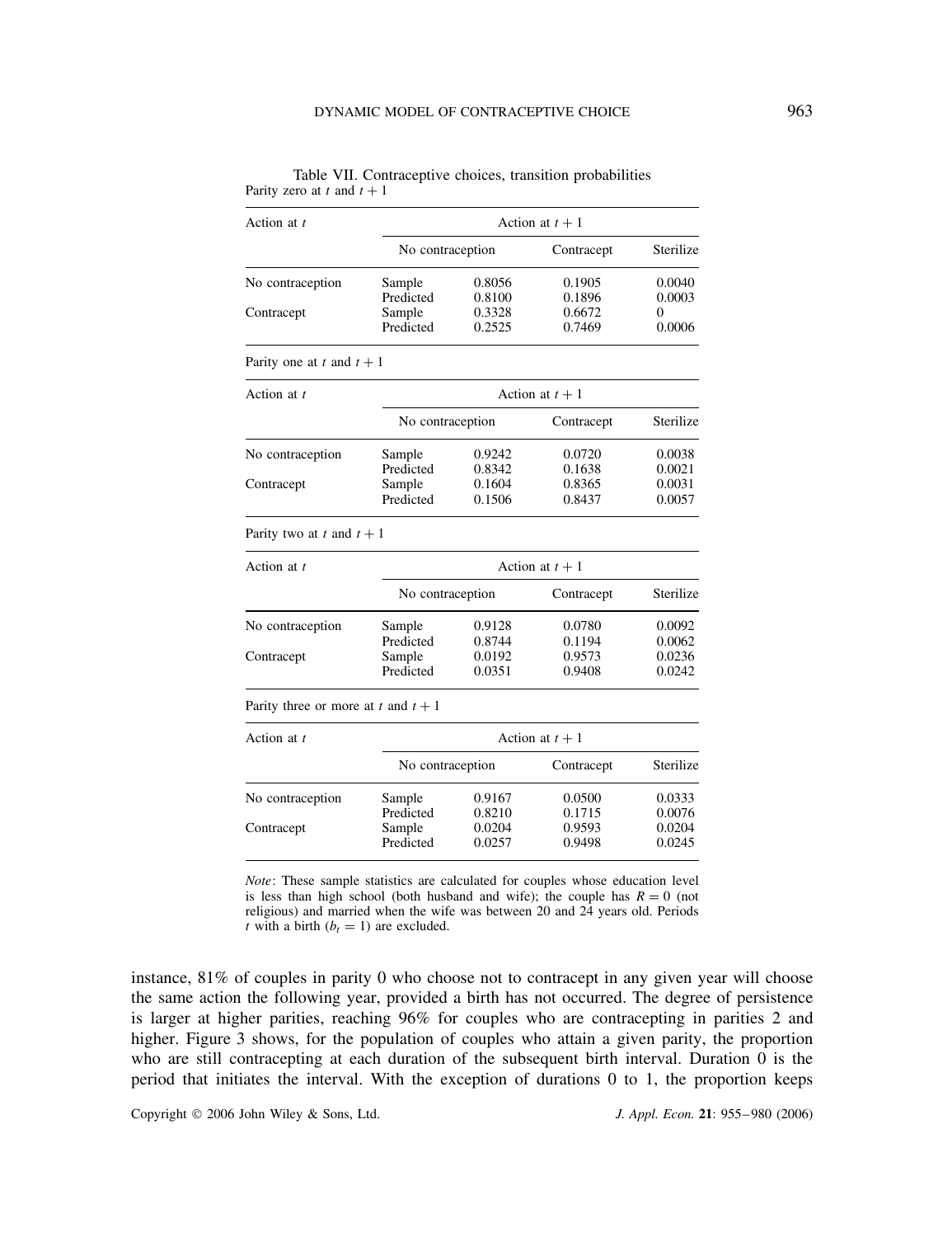Table VII. Contraceptive choices, transition probabilities

Parity zero at $t$ and $t+1$

| Action at $t$ | Action at $t+1$ | | | |
|---|---|---|---|---|
| | No contraception | | Contracept | Sterilize |
| No contraception | Sample | 0.8056 | 0.1905 | 0.0040 |
| | Predicted | 0.8100 | 0.1896 | 0.0003 |
| Contracept | Sample | 0.3328 | 0.6672 | 0 |
| | Predicted | 0.2525 | 0.7469 | 0.0006 |

Parity one at $t$ and $t+1$

| Action at $t$ | Action at $t+1$ | | | |
|---|---|---|---|---|
| | No contraception | | Contracept | Sterilize |
| No contraception | Sample | 0.9242 | 0.0720 | 0.0038 |
| | Predicted | 0.8342 | 0.1638 | 0.0021 |
| Contracept | Sample | 0.1604 | 0.8365 | 0.0031 |
| | Predicted | 0.1506 | 0.8437 | 0.0057 |

Parity two at $t$ and $t+1$

| Action at $t$ | Action at $t+1$ | | | |
|---|---|---|---|---|
| | No contraception | | Contracept | Sterilize |
| No contraception | Sample | 0.9128 | 0.0780 | 0.0092 |
| | Predicted | 0.8744 | 0.1194 | 0.0062 |
| Contracept | Sample | 0.0192 | 0.9573 | 0.0236 |
| | Predicted | 0.0351 | 0.9408 | 0.0242 |

Parity three or more at $t$ and $t+1$

| Action at $t$ | Action at $t+1$ | | | |
|---|---|---|---|---|
| | No contraception | | Contracept | Sterilize |
| No contraception | Sample | 0.9167 | 0.0500 | 0.0333 |
| | Predicted | 0.8210 | 0.1715 | 0.0076 |
| Contracept | Sample | 0.0204 | 0.9593 | 0.0204 |
| | Predicted | 0.0257 | 0.9498 | 0.0245 |

*Note*: These sample statistics are calculated for couples whose education level is less than high school (both husband and wife); the couple has $R = 0$ (not religious) and married when the wife was between 20 and 24 years old. Periods $t$ with a birth ($b_t = 1$) are excluded.

instance, 81% of couples in parity 0 who choose not to contracept in any given year will choose the same action the following year, provided a birth has not occurred. The degree of persistence is larger at higher parities, reaching 96% for couples who are contracepting in parities 2 and higher. Figure 3 shows, for the population of couples who attain a given parity, the proportion who are still contracepting at each duration of the subsequent birth interval. Duration 0 is the period that initiates the interval. With the exception of durations 0 to 1, the proportion keeps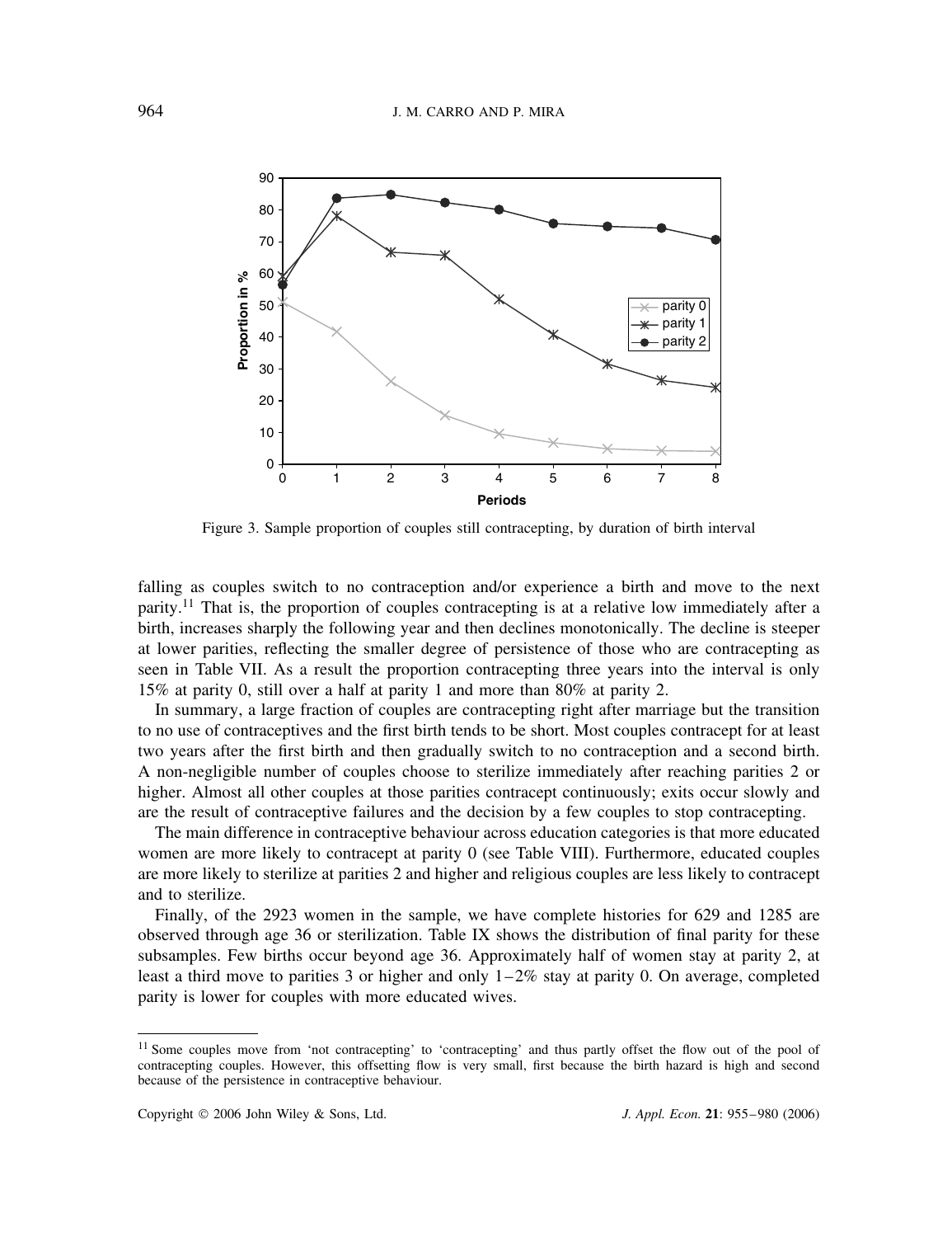Figure 3. Sample proportion of couples still contracepting, by duration of birth interval

falling as couples switch to no contraception and/or experience a birth and move to the next parity.[11] That is, the proportion of couples contracepting is at a relative low immediately after a birth, increases sharply the following year and then declines monotonically. The decline is steeper at lower parities, reflecting the smaller degree of persistence of those who are contracepting as seen in Table VII. As a result the proportion contracepting three years into the interval is only 15% at parity 0, still over a half at parity 1 and more than 80% at parity 2.

In summary, a large fraction of couples are contracepting right after marriage but the transition to no use of contraceptives and the first birth tends to be short. Most couples contracept for at least two years after the first birth and then gradually switch to no contraception and a second birth. A non-negligible number of couples choose to sterilize immediately after reaching parities 2 or higher. Almost all other couples at those parities contracept continuously; exits occur slowly and are the result of contraceptive failures and the decision by a few couples to stop contracepting.

The main difference in contraceptive behaviour across education categories is that more educated women are more likely to contracept at parity 0 (see Table VIII). Furthermore, educated couples are more likely to sterilize at parities 2 and higher and religious couples are less likely to contracept and to sterilize.

Finally, of the 2923 women in the sample, we have complete histories for 629 and 1285 are observed through age 36 or sterilization. Table IX shows the distribution of final parity for these subsamples. Few births occur beyond age 36. Approximately half of women stay at parity 2, at least a third move to parities 3 or higher and only 1–2% stay at parity 0. On average, completed parity is lower for couples with more educated wives.

[11] Some couples move from 'not contracepting' to 'contracepting' and thus partly offset the flow out of the pool of contracepting couples. However, this offsetting flow is very small, first because the birth hazard is high and second because of the persistence in contraceptive behaviour.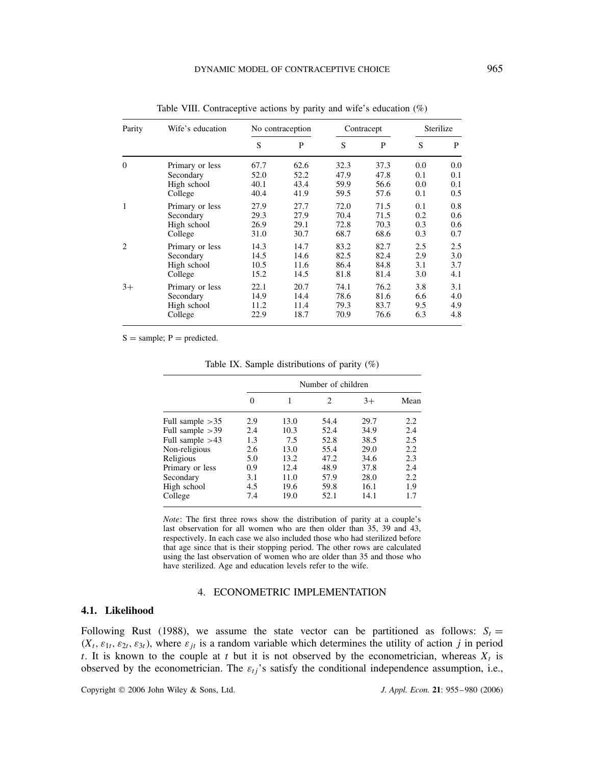Table VIII. Contraceptive actions by parity and wife's education (%)

| Parity | Wife's education | No contraception | | Contracept | | Sterilize | |
|---|---|---|---|---|---|---|---|
| | | S | P | S | P | S | P |
| 0 | Primary or less | 67.7 | 62.6 | 32.3 | 37.3 | 0.0 | 0.0 |
| | Secondary | 52.0 | 52.2 | 47.9 | 47.8 | 0.1 | 0.1 |
| | High school | 40.1 | 43.4 | 59.9 | 56.6 | 0.0 | 0.1 |
| | College | 40.4 | 41.9 | 59.5 | 57.6 | 0.1 | 0.5 |
| 1 | Primary or less | 27.9 | 27.7 | 72.0 | 71.5 | 0.1 | 0.8 |
| | Secondary | 29.3 | 27.9 | 70.4 | 71.5 | 0.2 | 0.6 |
| | High school | 26.9 | 29.1 | 72.8 | 70.3 | 0.3 | 0.6 |
| | College | 31.0 | 30.7 | 68.7 | 68.6 | 0.3 | 0.7 |
| 2 | Primary or less | 14.3 | 14.7 | 83.2 | 82.7 | 2.5 | 2.5 |
| | Secondary | 14.5 | 14.6 | 82.5 | 82.4 | 2.9 | 3.0 |
| | High school | 10.5 | 11.6 | 86.4 | 84.8 | 3.1 | 3.7 |
| | College | 15.2 | 14.5 | 81.8 | 81.4 | 3.0 | 4.1 |
| 3+ | Primary or less | 22.1 | 20.7 | 74.1 | 76.2 | 3.8 | 3.1 |
| | Secondary | 14.9 | 14.4 | 78.6 | 81.6 | 6.6 | 4.0 |
| | High school | 11.2 | 11.4 | 79.3 | 83.7 | 9.5 | 4.9 |
| | College | 22.9 | 18.7 | 70.9 | 76.6 | 6.3 | 4.8 |

S = sample; P = predicted.

Table IX. Sample distributions of parity (%)

| | Number of children | | | | |
|---|---|---|---|---|---|
| | 0 | 1 | 2 | 3+ | Mean |
| Full sample >35 | 2.9 | 13.0 | 54.4 | 29.7 | 2.2 |
| Full sample >39 | 2.4 | 10.3 | 52.4 | 34.9 | 2.4 |
| Full sample >43 | 1.3 | 7.5 | 52.8 | 38.5 | 2.5 |
| Non-religious | 2.6 | 13.0 | 55.4 | 29.0 | 2.2 |
| Religious | 5.0 | 13.2 | 47.2 | 34.6 | 2.3 |
| Primary or less | 0.9 | 12.4 | 48.9 | 37.8 | 2.4 |
| Secondary | 3.1 | 11.0 | 57.9 | 28.0 | 2.2 |
| High school | 4.5 | 19.6 | 59.8 | 16.1 | 1.9 |
| College | 7.4 | 19.0 | 52.1 | 14.1 | 1.7 |

*Note*: The first three rows show the distribution of parity at a couple's last observation for all women who are then older than 35, 39 and 43, respectively. In each case we also included those who had sterilized before that age since that is their stopping period. The other rows are calculated using the last observation of women who are older than 35 and those who have sterilized. Age and education levels refer to the wife.

## 4. ECONOMETRIC IMPLEMENTATION

### 4.1. Likelihood

Following Rust (1988), we assume the state vector can be partitioned as follows: $S_t = (X_t, \varepsilon_{1t}, \varepsilon_{2t}, \varepsilon_{3t})$, where $\varepsilon_{jt}$ is a random variable which determines the utility of action $j$ in period $t$. It is known to the couple at $t$ but it is not observed by the econometrician, whereas $X_t$ is observed by the econometrician. The $\varepsilon_{tj}$'s satisfy the conditional independence assumption, i.e.,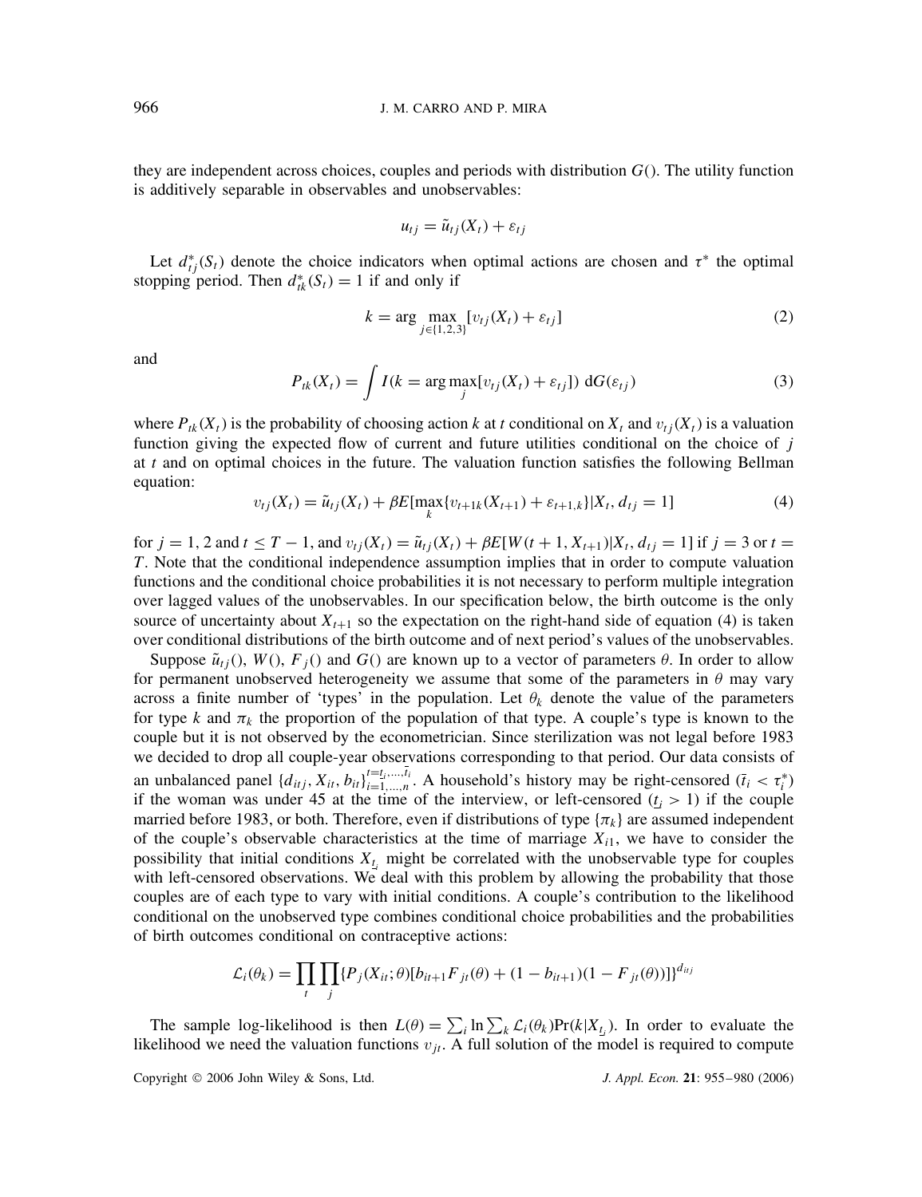they are independent across choices, couples and periods with distribution $G()$. The utility function is additively separable in observables and unobservables:

$$u_{tj} = \tilde{u}_{tj}(X_t) + \varepsilon_{tj}$$

Let $d^*_{tj}(S_t)$ denote the choice indicators when optimal actions are chosen and $\tau^*$ the optimal stopping period. Then $d^*_{tk}(S_t) = 1$ if and only if

$$k = \arg\max_{j \in \{1,2,3\}} [v_{tj}(X_t) + \varepsilon_{tj}] \tag{2}$$

and

$$P_{tk}(X_t) = \int I(k = \arg\max_j [v_{tj}(X_t) + \varepsilon_{tj}])\ \mathrm{d}G(\varepsilon_{tj}) \tag{3}$$

where $P_{tk}(X_t)$ is the probability of choosing action $k$ at $t$ conditional on $X_t$ and $v_{tj}(X_t)$ is a valuation function giving the expected flow of current and future utilities conditional on the choice of $j$ at $t$ and on optimal choices in the future. The valuation function satisfies the following Bellman equation:

$$v_{tj}(X_t) = \tilde{u}_{tj}(X_t) + \beta E[\max_k \{v_{t+1k}(X_{t+1}) + \varepsilon_{t+1,k}\} | X_t, d_{tj} = 1] \tag{4}$$

for $j = 1, 2$ and $t \leq T - 1$, and $v_{tj}(X_t) = \tilde{u}_{tj}(X_t) + \beta E[W(t+1, X_{t+1}) | X_t, d_{tj} = 1]$ if $j = 3$ or $t = T$. Note that the conditional independence assumption implies that in order to compute valuation functions and the conditional choice probabilities it is not necessary to perform multiple integration over lagged values of the unobservables. In our specification below, the birth outcome is the only source of uncertainty about $X_{t+1}$ so the expectation on the right-hand side of equation (4) is taken over conditional distributions of the birth outcome and of next period's values of the unobservables.

Suppose $\tilde{u}_{tj}()$, $W()$, $F_j()$ and $G()$ are known up to a vector of parameters $\theta$. In order to allow for permanent unobserved heterogeneity we assume that some of the parameters in $\theta$ may vary across a finite number of 'types' in the population. Let $\theta_k$ denote the value of the parameters for type $k$ and $\pi_k$ the proportion of the population of that type. A couple's type is known to the couple but it is not observed by the econometrician. Since sterilization was not legal before 1983 we decided to drop all couple-year observations corresponding to that period. Our data consists of an unbalanced panel $\{d_{itj}, X_{it}, b_{it}\}_{i=1,\ldots,n}^{t=\underline{t}_i,\ldots,\bar{t}_i}$. A household's history may be right-censored ($\bar{t}_i < \tau^*_i$) if the woman was under 45 at the time of the interview, or left-censored ($\underline{t}_i > 1$) if the couple married before 1983, or both. Therefore, even if distributions of type $\{\pi_k\}$ are assumed independent of the couple's observable characteristics at the time of marriage $X_{i1}$, we have to consider the possibility that initial conditions $X_{\underline{t}_i}$ might be correlated with the unobservable type for couples with left-censored observations. We deal with this problem by allowing the probability that those couples are of each type to vary with initial conditions. A couple's contribution to the likelihood conditional on the unobserved type combines conditional choice probabilities and the probabilities of birth outcomes conditional on contraceptive actions:

$$\mathcal{L}_i(\theta_k) = \prod_t \prod_j \{P_j(X_{it}; \theta)[b_{it+1} F_{jt}(\theta) + (1 - b_{it+1})(1 - F_{jt}(\theta))]\}^{d_{itj}}$$

The sample log-likelihood is then $L(\theta) = \sum_i \ln \sum_k \mathcal{L}_i(\theta_k) \Pr(k | X_{\underline{t}_i})$. In order to evaluate the likelihood we need the valuation functions $v_{jt}$. A full solution of the model is required to compute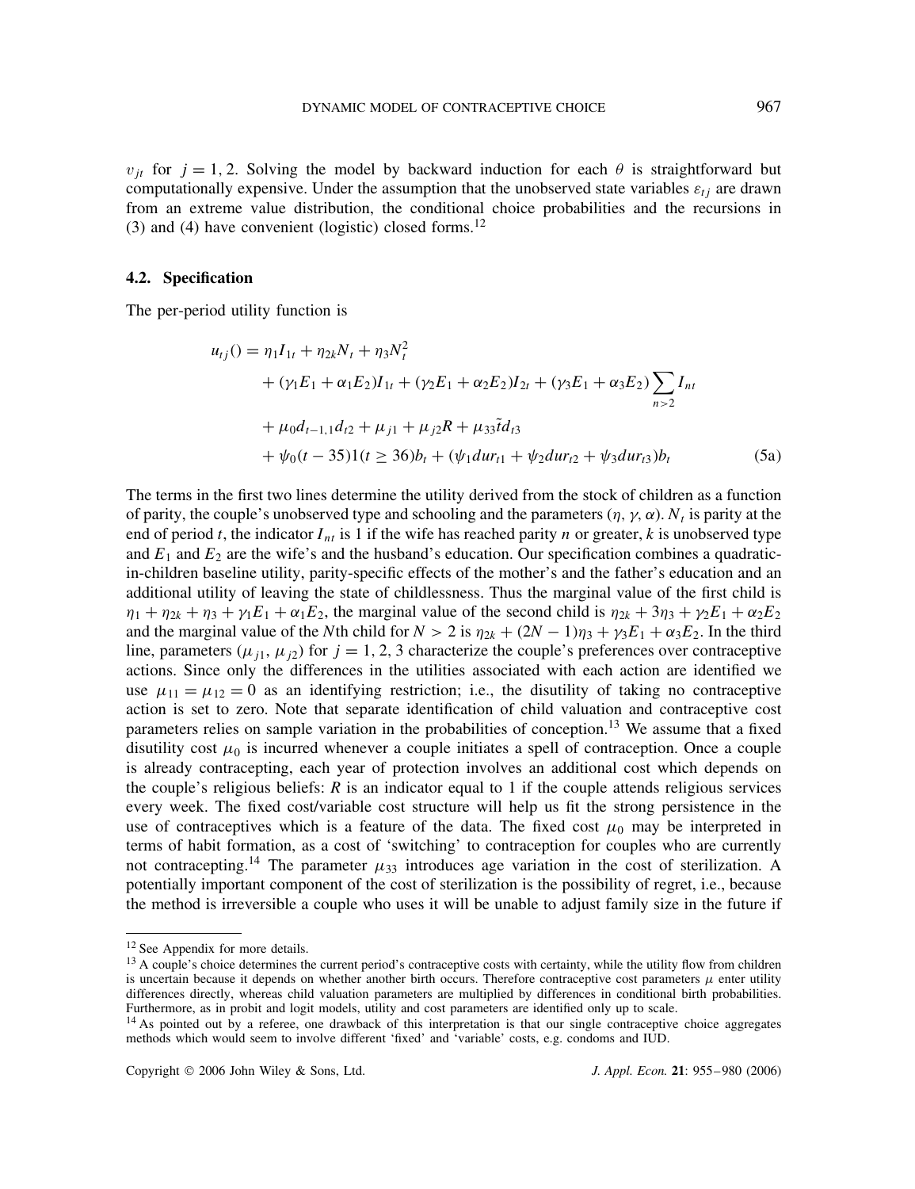$v_{jt}$ for $j = 1, 2$. Solving the model by backward induction for each $\theta$ is straightforward but computationally expensive. Under the assumption that the unobserved state variables $\varepsilon_{tj}$ are drawn from an extreme value distribution, the conditional choice probabilities and the recursions in (3) and (4) have convenient (logistic) closed forms.[12]

### 4.2. Specification

The per-period utility function is

$$
\begin{aligned}
u_{tj}() = {} & \eta_1 I_{1t} + \eta_{2k} N_t + \eta_3 N_t^2 \\
& + (\gamma_1 E_1 + \alpha_1 E_2) I_{1t} + (\gamma_2 E_1 + \alpha_2 E_2) I_{2t} + (\gamma_3 E_1 + \alpha_3 E_2) \sum_{n>2} I_{nt} \\
& + \mu_0 d_{t-1,1} d_{t2} + \mu_{j1} + \mu_{j2} R + \mu_{33} \tilde{t} d_{t3} \\
& + \psi_0 (t - 35) 1(t \geq 36) b_t + (\psi_1 dur_{t1} + \psi_2 dur_{t2} + \psi_3 dur_{t3}) b_t
\end{aligned}
\tag{5a}
$$

The terms in the first two lines determine the utility derived from the stock of children as a function of parity, the couple's unobserved type and schooling and the parameters $(\eta, \gamma, \alpha)$. $N_t$ is parity at the end of period $t$, the indicator $I_{nt}$ is 1 if the wife has reached parity $n$ or greater, $k$ is unobserved type and $E_1$ and $E_2$ are the wife's and the husband's education. Our specification combines a quadratic-in-children baseline utility, parity-specific effects of the mother's and the father's education and an additional utility of leaving the state of childlessness. Thus the marginal value of the first child is $\eta_1 + \eta_{2k} + \eta_3 + \gamma_1 E_1 + \alpha_1 E_2$, the marginal value of the second child is $\eta_{2k} + 3\eta_3 + \gamma_2 E_1 + \alpha_2 E_2$ and the marginal value of the $N$th child for $N > 2$ is $\eta_{2k} + (2N - 1)\eta_3 + \gamma_3 E_1 + \alpha_3 E_2$. In the third line, parameters $(\mu_{j1}, \mu_{j2})$ for $j = 1, 2, 3$ characterize the couple's preferences over contraceptive actions. Since only the differences in the utilities associated with each action are identified we use $\mu_{11} = \mu_{12} = 0$ as an identifying restriction; i.e., the disutility of taking no contraceptive action is set to zero. Note that separate identification of child valuation and contraceptive cost parameters relies on sample variation in the probabilities of conception.[13] We assume that a fixed disutility cost $\mu_0$ is incurred whenever a couple initiates a spell of contraception. Once a couple is already contracepting, each year of protection involves an additional cost which depends on the couple's religious beliefs: $R$ is an indicator equal to 1 if the couple attends religious services every week. The fixed cost/variable cost structure will help us fit the strong persistence in the use of contraceptives which is a feature of the data. The fixed cost $\mu_0$ may be interpreted in terms of habit formation, as a cost of 'switching' to contraception for couples who are currently not contracepting.[14] The parameter $\mu_{33}$ introduces age variation in the cost of sterilization. A potentially important component of the cost of sterilization is the possibility of regret, i.e., because the method is irreversible a couple who uses it will be unable to adjust family size in the future if

---

[12] See Appendix for more details.

[13] A couple's choice determines the current period's contraceptive costs with certainty, while the utility flow from children is uncertain because it depends on whether another birth occurs. Therefore contraceptive cost parameters $\mu$ enter utility differences directly, whereas child valuation parameters are multiplied by differences in conditional birth probabilities. Furthermore, as in probit and logit models, utility and cost parameters are identified only up to scale.

[14] As pointed out by a referee, one drawback of this interpretation is that our single contraceptive choice aggregates methods which would seem to involve different 'fixed' and 'variable' costs, e.g. condoms and IUD.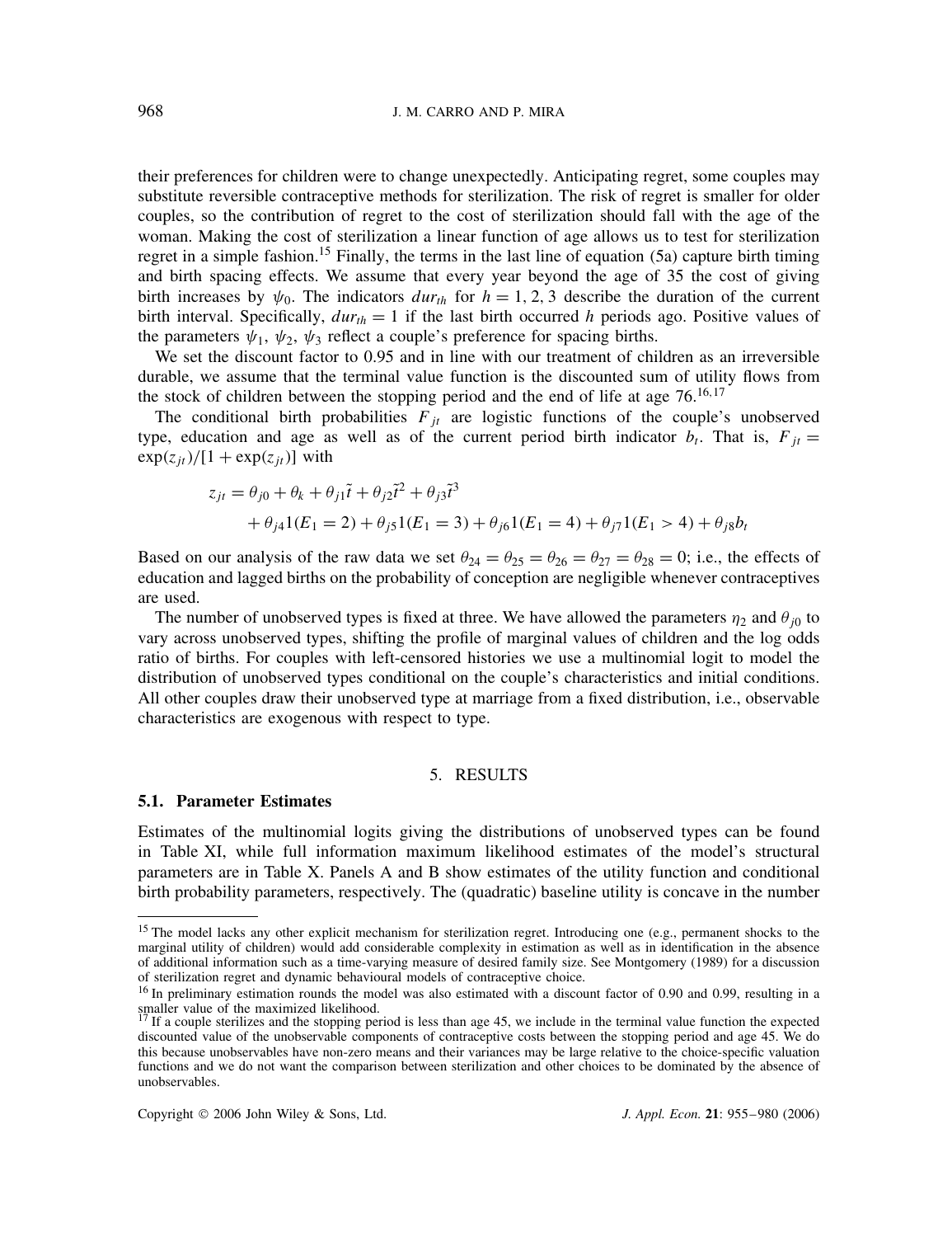their preferences for children were to change unexpectedly. Anticipating regret, some couples may substitute reversible contraceptive methods for sterilization. The risk of regret is smaller for older couples, so the contribution of regret to the cost of sterilization should fall with the age of the woman. Making the cost of sterilization a linear function of age allows us to test for sterilization regret in a simple fashion.[15] Finally, the terms in the last line of equation (5a) capture birth timing and birth spacing effects. We assume that every year beyond the age of 35 the cost of giving birth increases by $\psi_0$. The indicators $dur_{th}$ for $h = 1, 2, 3$ describe the duration of the current birth interval. Specifically, $dur_{th} = 1$ if the last birth occurred $h$ periods ago. Positive values of the parameters $\psi_1$, $\psi_2$, $\psi_3$ reflect a couple's preference for spacing births.

We set the discount factor to 0.95 and in line with our treatment of children as an irreversible durable, we assume that the terminal value function is the discounted sum of utility flows from the stock of children between the stopping period and the end of life at age 76.[16,17]

The conditional birth probabilities $F_{jt}$ are logistic functions of the couple's unobserved type, education and age as well as of the current period birth indicator $b_t$. That is, $F_{jt} = \exp(z_{jt})/[1 + \exp(z_{jt})]$ with

$$
\begin{aligned}
z_{jt} &= \theta_{j0} + \theta_k + \theta_{j1}\tilde{t} + \theta_{j2}\tilde{t}^2 + \theta_{j3}\tilde{t}^3 \\
&\quad + \theta_{j4}1(E_1 = 2) + \theta_{j5}1(E_1 = 3) + \theta_{j6}1(E_1 = 4) + \theta_{j7}1(E_1 > 4) + \theta_{j8}b_t
\end{aligned}
$$

Based on our analysis of the raw data we set $\theta_{24} = \theta_{25} = \theta_{26} = \theta_{27} = \theta_{28} = 0$; i.e., the effects of education and lagged births on the probability of conception are negligible whenever contraceptives are used.

The number of unobserved types is fixed at three. We have allowed the parameters $\eta_2$ and $\theta_{j0}$ to vary across unobserved types, shifting the profile of marginal values of children and the log odds ratio of births. For couples with left-censored histories we use a multinomial logit to model the distribution of unobserved types conditional on the couple's characteristics and initial conditions. All other couples draw their unobserved type at marriage from a fixed distribution, i.e., observable characteristics are exogenous with respect to type.

## 5. RESULTS

### 5.1. Parameter Estimates

Estimates of the multinomial logits giving the distributions of unobserved types can be found in Table XI, while full information maximum likelihood estimates of the model's structural parameters are in Table X. Panels A and B show estimates of the utility function and conditional birth probability parameters, respectively. The (quadratic) baseline utility is concave in the number

---

[15] The model lacks any other explicit mechanism for sterilization regret. Introducing one (e.g., permanent shocks to the marginal utility of children) would add considerable complexity in estimation as well as in identification in the absence of additional information such as a time-varying measure of desired family size. See Montgomery (1989) for a discussion of sterilization regret and dynamic behavioural models of contraceptive choice.

[16] In preliminary estimation rounds the model was also estimated with a discount factor of 0.90 and 0.99, resulting in a smaller value of the maximized likelihood.

[17] If a couple sterilizes and the stopping period is less than age 45, we include in the terminal value function the expected discounted value of the unobservable components of contraceptive costs between the stopping period and age 45. We do this because unobservables have non-zero means and their variances may be large relative to the choice-specific valuation functions and we do not want the comparison between sterilization and other choices to be dominated by the absence of unobservables.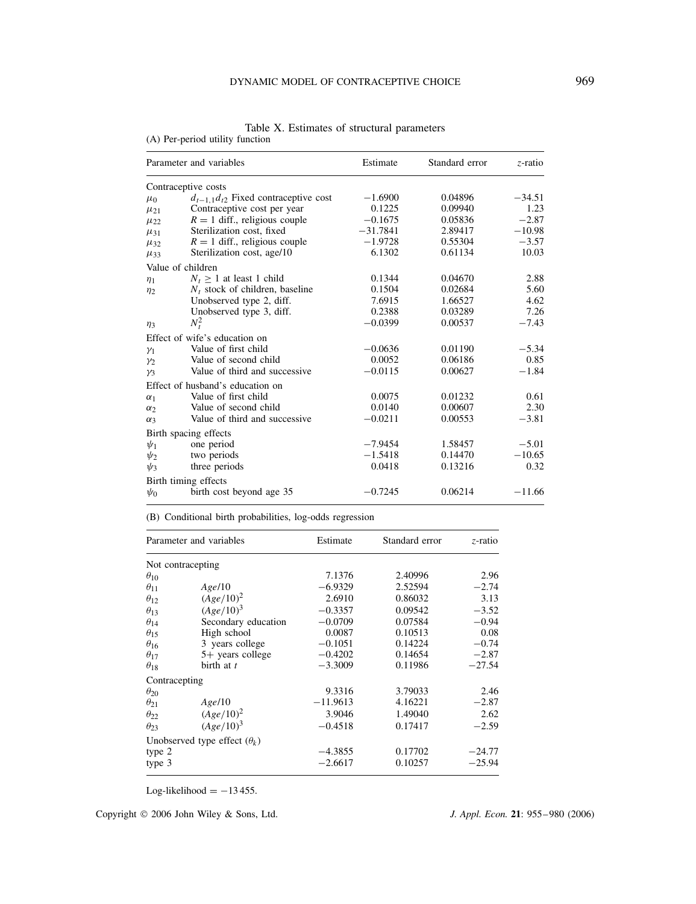Table X. Estimates of structural parameters

(A) Per-period utility function

| Parameter and variables | | Estimate | Standard error | $z$-ratio |
|---|---|---|---|---|
| Contraceptive costs | | | | |
| $\mu_0$ | $d_{t-1,1}d_{t2}$ Fixed contraceptive cost | −1.6900 | 0.04896 | −34.51 |
| $\mu_{21}$ | Contraceptive cost per year | 0.1225 | 0.09940 | 1.23 |
| $\mu_{22}$ | $R = 1$ diff., religious couple | −0.1675 | 0.05836 | −2.87 |
| $\mu_{31}$ | Sterilization cost, fixed | −31.7841 | 2.89417 | −10.98 |
| $\mu_{32}$ | $R = 1$ diff., religious couple | −1.9728 | 0.55304 | −3.57 |
| $\mu_{33}$ | Sterilization cost, age/10 | 6.1302 | 0.61134 | 10.03 |
| Value of children | | | | |
| $\eta_1$ | $N_t \geq 1$ at least 1 child | 0.1344 | 0.04670 | 2.88 |
| $\eta_2$ | $N_t$ stock of children, baseline | 0.1504 | 0.02684 | 5.60 |
| | Unobserved type 2, diff. | 7.6915 | 1.66527 | 4.62 |
| | Unobserved type 3, diff. | 0.2388 | 0.03289 | 7.26 |
| $\eta_3$ | $N_t^2$ | −0.0399 | 0.00537 | −7.43 |
| Effect of wife's education on | | | | |
| $\gamma_1$ | Value of first child | −0.0636 | 0.01190 | −5.34 |
| $\gamma_2$ | Value of second child | 0.0052 | 0.06186 | 0.85 |
| $\gamma_3$ | Value of third and successive | −0.0115 | 0.00627 | −1.84 |
| Effect of husband's education on | | | | |
| $\alpha_1$ | Value of first child | 0.0075 | 0.01232 | 0.61 |
| $\alpha_2$ | Value of second child | 0.0140 | 0.00607 | 2.30 |
| $\alpha_3$ | Value of third and successive | −0.0211 | 0.00553 | −3.81 |
| Birth spacing effects | | | | |
| $\psi_1$ | one period | −7.9454 | 1.58457 | −5.01 |
| $\psi_2$ | two periods | −1.5418 | 0.14470 | −10.65 |
| $\psi_3$ | three periods | 0.0418 | 0.13216 | 0.32 |
| Birth timing effects | | | | |
| $\psi_0$ | birth cost beyond age 35 | −0.7245 | 0.06214 | −11.66 |

(B) Conditional birth probabilities, log-odds regression

| Parameter and variables | | Estimate | Standard error | $z$-ratio |
|---|---|---|---|---|
| Not contracepting | | | | |
| $\theta_{10}$ | | 7.1376 | 2.40996 | 2.96 |
| $\theta_{11}$ | $Age/10$ | −6.9329 | 2.52594 | −2.74 |
| $\theta_{12}$ | $(Age/10)^2$ | 2.6910 | 0.86032 | 3.13 |
| $\theta_{13}$ | $(Age/10)^3$ | −0.3357 | 0.09542 | −3.52 |
| $\theta_{14}$ | Secondary education | −0.0709 | 0.07584 | −0.94 |
| $\theta_{15}$ | High school | 0.0087 | 0.10513 | 0.08 |
| $\theta_{16}$ | 3 years college | −0.1051 | 0.14224 | −0.74 |
| $\theta_{17}$ | 5+ years college | −0.4202 | 0.14654 | −2.87 |
| $\theta_{18}$ | birth at $t$ | −3.3009 | 0.11986 | −27.54 |
| Contracepting | | | | |
| $\theta_{20}$ | | 9.3316 | 3.79033 | 2.46 |
| $\theta_{21}$ | $Age/10$ | −11.9613 | 4.16221 | −2.87 |
| $\theta_{22}$ | $(Age/10)^2$ | 3.9046 | 1.49040 | 2.62 |
| $\theta_{23}$ | $(Age/10)^3$ | −0.4518 | 0.17417 | −2.59 |
| Unobserved type effect ($\theta_k$) | | | | |
| type 2 | | −4.3855 | 0.17702 | −24.77 |
| type 3 | | −2.6617 | 0.10257 | −25.94 |

Log-likelihood = −13 455.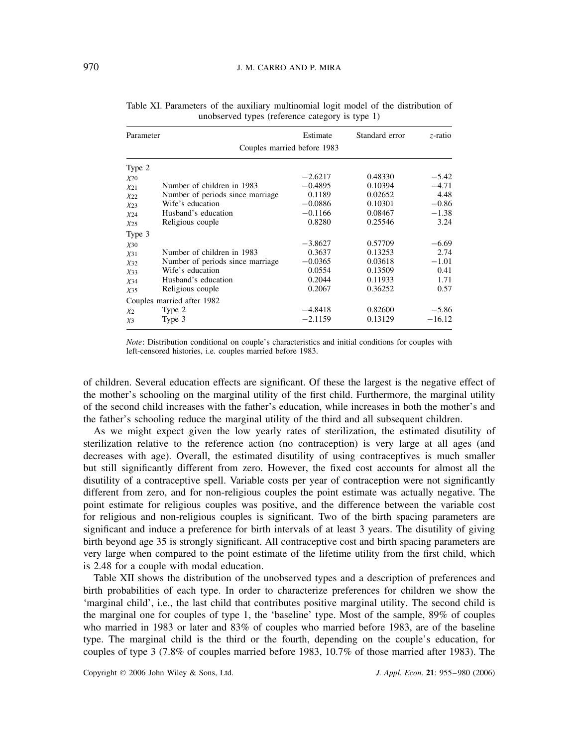Table XI. Parameters of the auxiliary multinomial logit model of the distribution of unobserved types (reference category is type 1)

| Parameter | | Estimate | Standard error | z-ratio |
|---|---|---|---|---|
| | | Couples married before 1983 | | |
| Type 2 | | | | |
| $\chi_{20}$ | | −2.6217 | 0.48330 | −5.42 |
| $\chi_{21}$ | Number of children in 1983 | −0.4895 | 0.10394 | −4.71 |
| $\chi_{22}$ | Number of periods since marriage | 0.1189 | 0.02652 | 4.48 |
| $\chi_{23}$ | Wife's education | −0.0886 | 0.10301 | −0.86 |
| $\chi_{24}$ | Husband's education | −0.1166 | 0.08467 | −1.38 |
| $\chi_{25}$ | Religious couple | 0.8280 | 0.25546 | 3.24 |
| Type 3 | | | | |
| $\chi_{30}$ | | −3.8627 | 0.57709 | −6.69 |
| $\chi_{31}$ | Number of children in 1983 | 0.3637 | 0.13253 | 2.74 |
| $\chi_{32}$ | Number of periods since marriage | −0.0365 | 0.03618 | −1.01 |
| $\chi_{33}$ | Wife's education | 0.0554 | 0.13509 | 0.41 |
| $\chi_{34}$ | Husband's education | 0.2044 | 0.11933 | 1.71 |
| $\chi_{35}$ | Religious couple | 0.2067 | 0.36252 | 0.57 |
| Couples married after 1982 | | | | |
| $\chi_2$ | Type 2 | −4.8418 | 0.82600 | −5.86 |
| $\chi_3$ | Type 3 | −2.1159 | 0.13129 | −16.12 |

*Note*: Distribution conditional on couple's characteristics and initial conditions for couples with left-censored histories, i.e. couples married before 1983.

of children. Several education effects are significant. Of these the largest is the negative effect of the mother's schooling on the marginal utility of the first child. Furthermore, the marginal utility of the second child increases with the father's education, while increases in both the mother's and the father's schooling reduce the marginal utility of the third and all subsequent children.

As we might expect given the low yearly rates of sterilization, the estimated disutility of sterilization relative to the reference action (no contraception) is very large at all ages (and decreases with age). Overall, the estimated disutility of using contraceptives is much smaller but still significantly different from zero. However, the fixed cost accounts for almost all the disutility of a contraceptive spell. Variable costs per year of contraception were not significantly different from zero, and for non-religious couples the point estimate was actually negative. The point estimate for religious couples was positive, and the difference between the variable cost for religious and non-religious couples is significant. Two of the birth spacing parameters are significant and induce a preference for birth intervals of at least 3 years. The disutility of giving birth beyond age 35 is strongly significant. All contraceptive cost and birth spacing parameters are very large when compared to the point estimate of the lifetime utility from the first child, which is 2.48 for a couple with modal education.

Table XII shows the distribution of the unobserved types and a description of preferences and birth probabilities of each type. In order to characterize preferences for children we show the 'marginal child', i.e., the last child that contributes positive marginal utility. The second child is the marginal one for couples of type 1, the 'baseline' type. Most of the sample, 89% of couples who married in 1983 or later and 83% of couples who married before 1983, are of the baseline type. The marginal child is the third or the fourth, depending on the couple's education, for couples of type 3 (7.8% of couples married before 1983, 10.7% of those married after 1983). The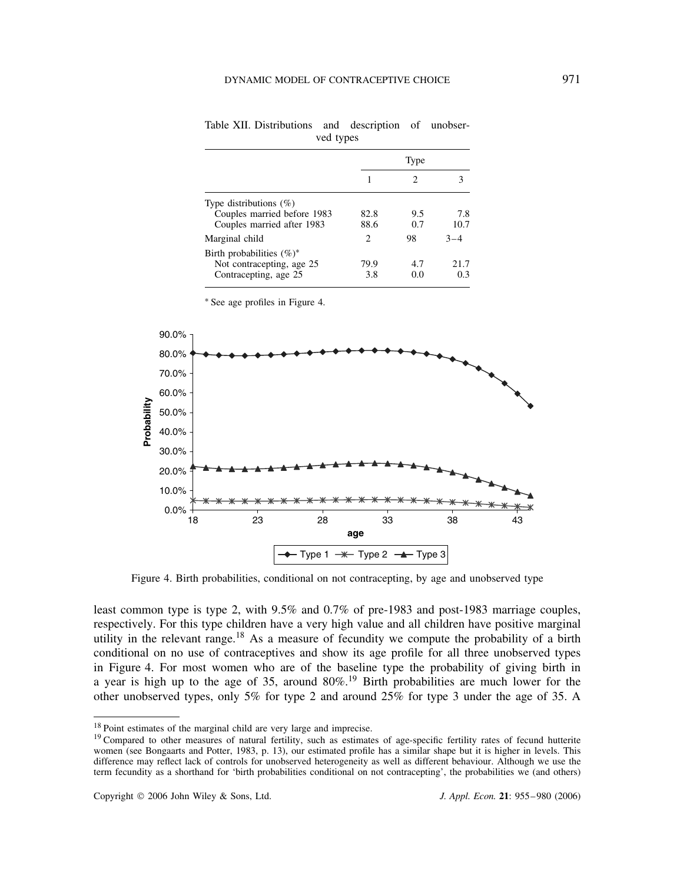Table XII. Distributions and description of unobserved types

| | Type | | |
|---|---|---|---|
| | 1 | 2 | 3 |
| Type distributions (%) | | | |
| Couples married before 1983 | 82.8 | 9.5 | 7.8 |
| Couples married after 1983 | 88.6 | 0.7 | 10.7 |
| Marginal child | 2 | 98 | 3–4 |
| Birth probabilities (%)* | | | |
| Not contracepting, age 25 | 79.9 | 4.7 | 21.7 |
| Contracepting, age 25 | 3.8 | 0.0 | 0.3 |

* See age profiles in Figure 4.

Figure 4. Birth probabilities, conditional on not contracepting, by age and unobserved type

least common type is type 2, with 9.5% and 0.7% of pre-1983 and post-1983 marriage couples, respectively. For this type children have a very high value and all children have positive marginal utility in the relevant range.[18] As a measure of fecundity we compute the probability of a birth conditional on no use of contraceptives and show its age profile for all three unobserved types in Figure 4. For most women who are of the baseline type the probability of giving birth in a year is high up to the age of 35, around 80%.[19] Birth probabilities are much lower for the other unobserved types, only 5% for type 2 and around 25% for type 3 under the age of 35. A

[18] Point estimates of the marginal child are very large and imprecise.

[19] Compared to other measures of natural fertility, such as estimates of age-specific fertility rates of fecund hutterite women (see Bongaarts and Potter, 1983, p. 13), our estimated profile has a similar shape but it is higher in levels. This difference may reflect lack of controls for unobserved heterogeneity as well as different behaviour. Although we use the term fecundity as a shorthand for 'birth probabilities conditional on not contracepting', the probabilities we (and others)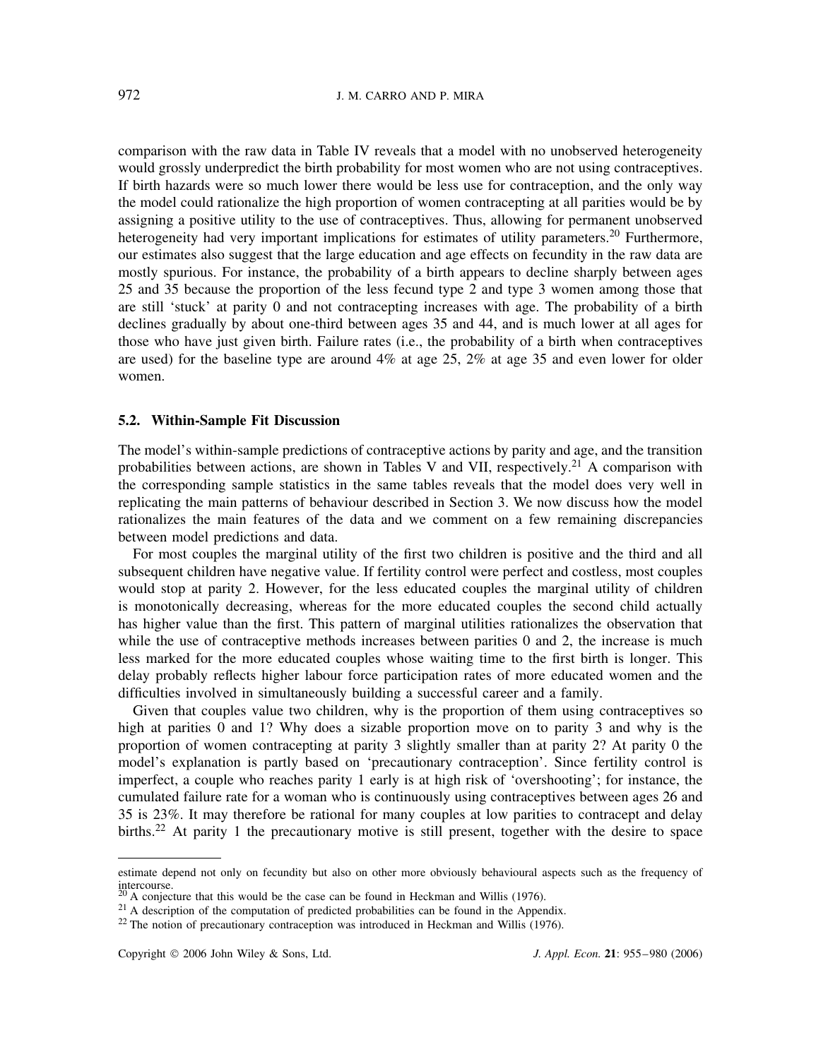comparison with the raw data in Table IV reveals that a model with no unobserved heterogeneity would grossly underpredict the birth probability for most women who are not using contraceptives. If birth hazards were so much lower there would be less use for contraception, and the only way the model could rationalize the high proportion of women contracepting at all parities would be by assigning a positive utility to the use of contraceptives. Thus, allowing for permanent unobserved heterogeneity had very important implications for estimates of utility parameters.[20] Furthermore, our estimates also suggest that the large education and age effects on fecundity in the raw data are mostly spurious. For instance, the probability of a birth appears to decline sharply between ages 25 and 35 because the proportion of the less fecund type 2 and type 3 women among those that are still 'stuck' at parity 0 and not contracepting increases with age. The probability of a birth declines gradually by about one-third between ages 35 and 44, and is much lower at all ages for those who have just given birth. Failure rates (i.e., the probability of a birth when contraceptives are used) for the baseline type are around 4% at age 25, 2% at age 35 and even lower for older women.

### 5.2. Within-Sample Fit Discussion

The model's within-sample predictions of contraceptive actions by parity and age, and the transition probabilities between actions, are shown in Tables V and VII, respectively.[21] A comparison with the corresponding sample statistics in the same tables reveals that the model does very well in replicating the main patterns of behaviour described in Section 3. We now discuss how the model rationalizes the main features of the data and we comment on a few remaining discrepancies between model predictions and data.

For most couples the marginal utility of the first two children is positive and the third and all subsequent children have negative value. If fertility control were perfect and costless, most couples would stop at parity 2. However, for the less educated couples the marginal utility of children is monotonically decreasing, whereas for the more educated couples the second child actually has higher value than the first. This pattern of marginal utilities rationalizes the observation that while the use of contraceptive methods increases between parities 0 and 2, the increase is much less marked for the more educated couples whose waiting time to the first birth is longer. This delay probably reflects higher labour force participation rates of more educated women and the difficulties involved in simultaneously building a successful career and a family.

Given that couples value two children, why is the proportion of them using contraceptives so high at parities 0 and 1? Why does a sizable proportion move on to parity 3 and why is the proportion of women contracepting at parity 3 slightly smaller than at parity 2? At parity 0 the model's explanation is partly based on 'precautionary contraception'. Since fertility control is imperfect, a couple who reaches parity 1 early is at high risk of 'overshooting'; for instance, the cumulated failure rate for a woman who is continuously using contraceptives between ages 26 and 35 is 23%. It may therefore be rational for many couples at low parities to contracept and delay births.[22] At parity 1 the precautionary motive is still present, together with the desire to space

estimate depend not only on fecundity but also on other more obviously behavioural aspects such as the frequency of intercourse.

[20] A conjecture that this would be the case can be found in Heckman and Willis (1976).

[21] A description of the computation of predicted probabilities can be found in the Appendix.

[22] The notion of precautionary contraception was introduced in Heckman and Willis (1976).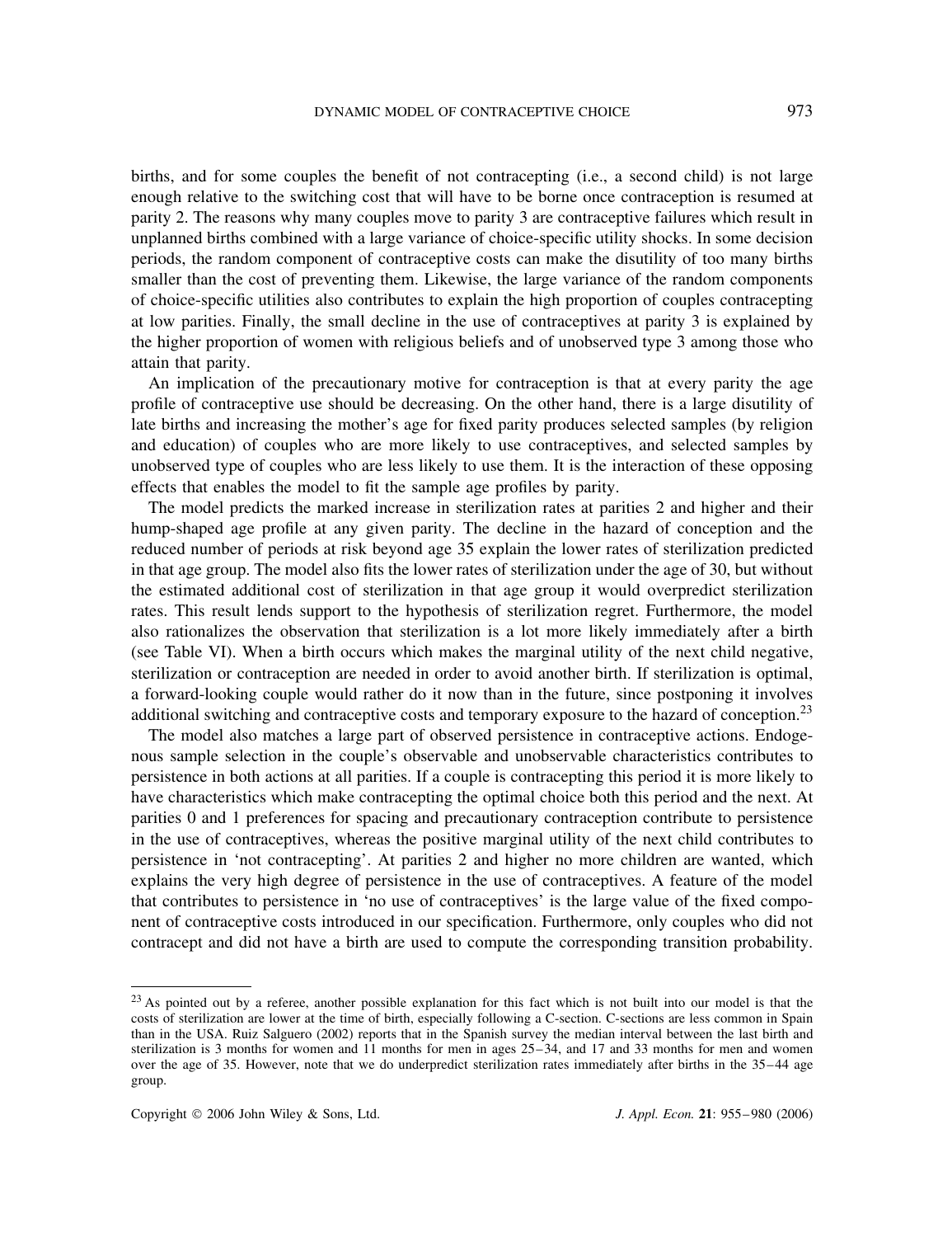births, and for some couples the benefit of not contracepting (i.e., a second child) is not large enough relative to the switching cost that will have to be borne once contraception is resumed at parity 2. The reasons why many couples move to parity 3 are contraceptive failures which result in unplanned births combined with a large variance of choice-specific utility shocks. In some decision periods, the random component of contraceptive costs can make the disutility of too many births smaller than the cost of preventing them. Likewise, the large variance of the random components of choice-specific utilities also contributes to explain the high proportion of couples contracepting at low parities. Finally, the small decline in the use of contraceptives at parity 3 is explained by the higher proportion of women with religious beliefs and of unobserved type 3 among those who attain that parity.

An implication of the precautionary motive for contraception is that at every parity the age profile of contraceptive use should be decreasing. On the other hand, there is a large disutility of late births and increasing the mother's age for fixed parity produces selected samples (by religion and education) of couples who are more likely to use contraceptives, and selected samples by unobserved type of couples who are less likely to use them. It is the interaction of these opposing effects that enables the model to fit the sample age profiles by parity.

The model predicts the marked increase in sterilization rates at parities 2 and higher and their hump-shaped age profile at any given parity. The decline in the hazard of conception and the reduced number of periods at risk beyond age 35 explain the lower rates of sterilization predicted in that age group. The model also fits the lower rates of sterilization under the age of 30, but without the estimated additional cost of sterilization in that age group it would overpredict sterilization rates. This result lends support to the hypothesis of sterilization regret. Furthermore, the model also rationalizes the observation that sterilization is a lot more likely immediately after a birth (see Table VI). When a birth occurs which makes the marginal utility of the next child negative, sterilization or contraception are needed in order to avoid another birth. If sterilization is optimal, a forward-looking couple would rather do it now than in the future, since postponing it involves additional switching and contraceptive costs and temporary exposure to the hazard of conception.[23]

The model also matches a large part of observed persistence in contraceptive actions. Endogenous sample selection in the couple's observable and unobservable characteristics contributes to persistence in both actions at all parities. If a couple is contracepting this period it is more likely to have characteristics which make contracepting the optimal choice both this period and the next. At parities 0 and 1 preferences for spacing and precautionary contraception contribute to persistence in the use of contraceptives, whereas the positive marginal utility of the next child contributes to persistence in 'not contracepting'. At parities 2 and higher no more children are wanted, which explains the very high degree of persistence in the use of contraceptives. A feature of the model that contributes to persistence in 'no use of contraceptives' is the large value of the fixed component of contraceptive costs introduced in our specification. Furthermore, only couples who did not contracept and did not have a birth are used to compute the corresponding transition probability.

---

[23] As pointed out by a referee, another possible explanation for this fact which is not built into our model is that the costs of sterilization are lower at the time of birth, especially following a C-section. C-sections are less common in Spain than in the USA. Ruiz Salguero (2002) reports that in the Spanish survey the median interval between the last birth and sterilization is 3 months for women and 11 months for men in ages 25–34, and 17 and 33 months for men and women over the age of 35. However, note that we do underpredict sterilization rates immediately after births in the 35–44 age group.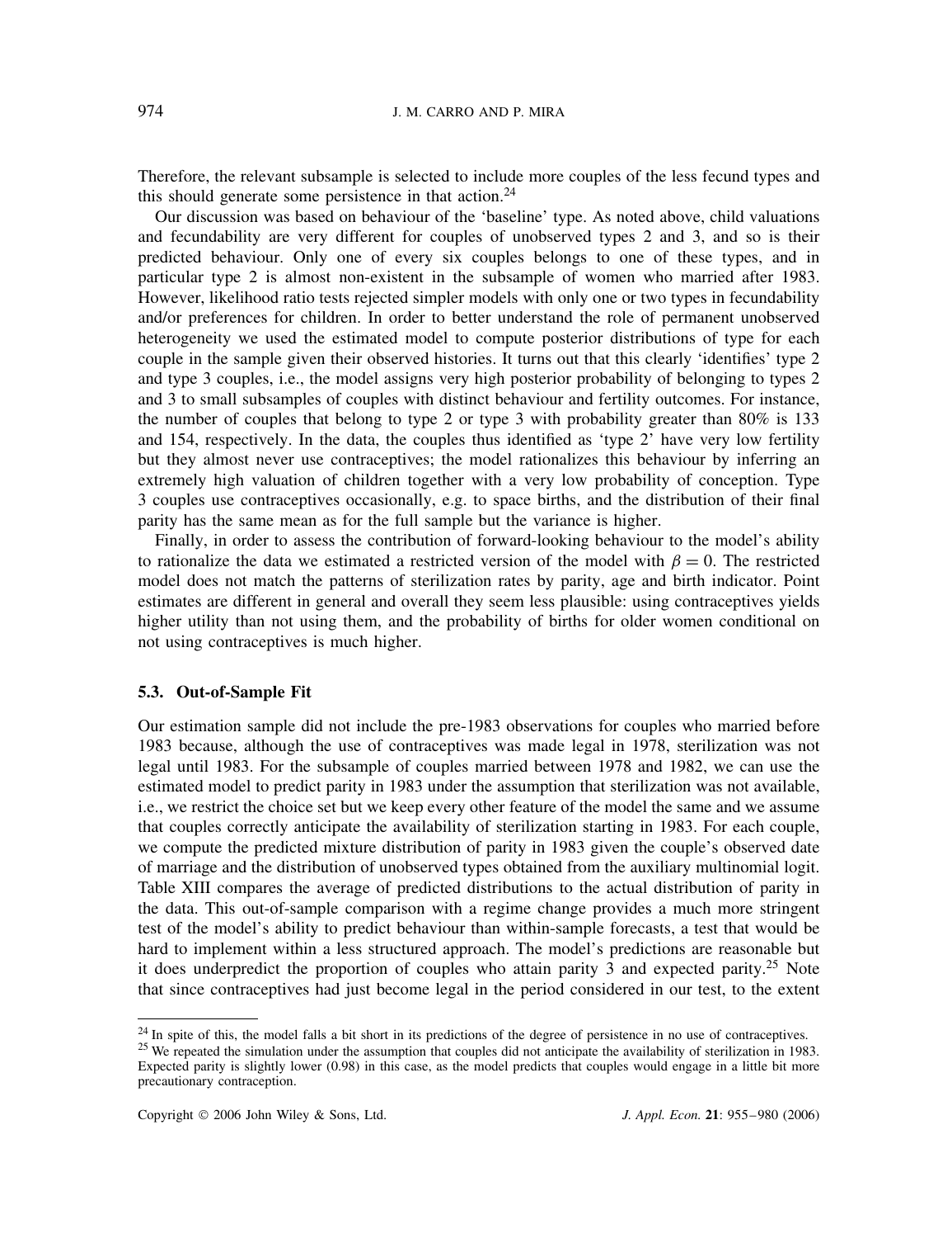Therefore, the relevant subsample is selected to include more couples of the less fecund types and this should generate some persistence in that action.[24]

Our discussion was based on behaviour of the 'baseline' type. As noted above, child valuations and fecundability are very different for couples of unobserved types 2 and 3, and so is their predicted behaviour. Only one of every six couples belongs to one of these types, and in particular type 2 is almost non-existent in the subsample of women who married after 1983. However, likelihood ratio tests rejected simpler models with only one or two types in fecundability and/or preferences for children. In order to better understand the role of permanent unobserved heterogeneity we used the estimated model to compute posterior distributions of type for each couple in the sample given their observed histories. It turns out that this clearly 'identifies' type 2 and type 3 couples, i.e., the model assigns very high posterior probability of belonging to types 2 and 3 to small subsamples of couples with distinct behaviour and fertility outcomes. For instance, the number of couples that belong to type 2 or type 3 with probability greater than 80% is 133 and 154, respectively. In the data, the couples thus identified as 'type 2' have very low fertility but they almost never use contraceptives; the model rationalizes this behaviour by inferring an extremely high valuation of children together with a very low probability of conception. Type 3 couples use contraceptives occasionally, e.g. to space births, and the distribution of their final parity has the same mean as for the full sample but the variance is higher.

Finally, in order to assess the contribution of forward-looking behaviour to the model's ability to rationalize the data we estimated a restricted version of the model with $\beta = 0$. The restricted model does not match the patterns of sterilization rates by parity, age and birth indicator. Point estimates are different in general and overall they seem less plausible: using contraceptives yields higher utility than not using them, and the probability of births for older women conditional on not using contraceptives is much higher.

### 5.3. Out-of-Sample Fit

Our estimation sample did not include the pre-1983 observations for couples who married before 1983 because, although the use of contraceptives was made legal in 1978, sterilization was not legal until 1983. For the subsample of couples married between 1978 and 1982, we can use the estimated model to predict parity in 1983 under the assumption that sterilization was not available, i.e., we restrict the choice set but we keep every other feature of the model the same and we assume that couples correctly anticipate the availability of sterilization starting in 1983. For each couple, we compute the predicted mixture distribution of parity in 1983 given the couple's observed date of marriage and the distribution of unobserved types obtained from the auxiliary multinomial logit. Table XIII compares the average of predicted distributions to the actual distribution of parity in the data. This out-of-sample comparison with a regime change provides a much more stringent test of the model's ability to predict behaviour than within-sample forecasts, a test that would be hard to implement within a less structured approach. The model's predictions are reasonable but it does underpredict the proportion of couples who attain parity 3 and expected parity.[25] Note that since contraceptives had just become legal in the period considered in our test, to the extent

[24] In spite of this, the model falls a bit short in its predictions of the degree of persistence in no use of contraceptives.

[25] We repeated the simulation under the assumption that couples did not anticipate the availability of sterilization in 1983. Expected parity is slightly lower (0.98) in this case, as the model predicts that couples would engage in a little bit more precautionary contraception.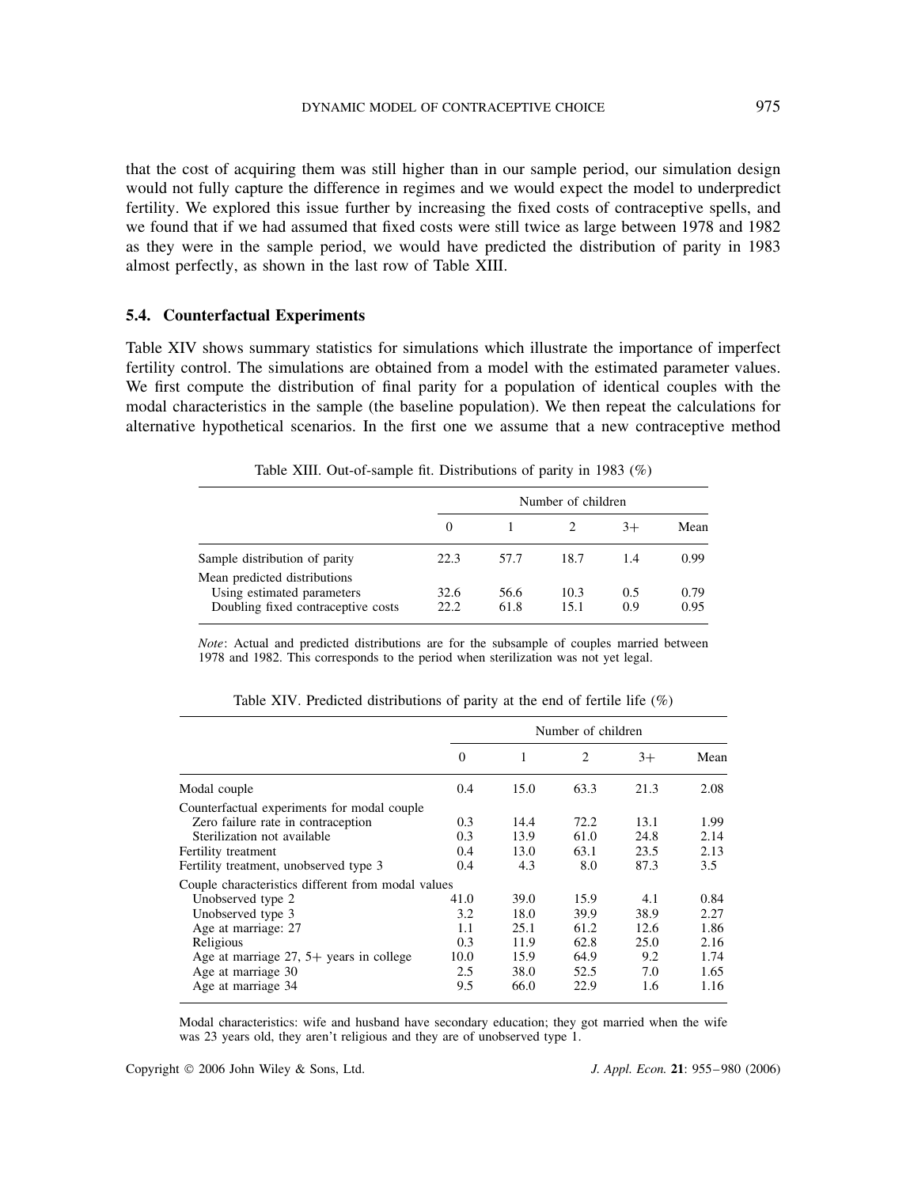that the cost of acquiring them was still higher than in our sample period, our simulation design would not fully capture the difference in regimes and we would expect the model to underpredict fertility. We explored this issue further by increasing the fixed costs of contraceptive spells, and we found that if we had assumed that fixed costs were still twice as large between 1978 and 1982 as they were in the sample period, we would have predicted the distribution of parity in 1983 almost perfectly, as shown in the last row of Table XIII.

### 5.4. Counterfactual Experiments

Table XIV shows summary statistics for simulations which illustrate the importance of imperfect fertility control. The simulations are obtained from a model with the estimated parameter values. We first compute the distribution of final parity for a population of identical couples with the modal characteristics in the sample (the baseline population). We then repeat the calculations for alternative hypothetical scenarios. In the first one we assume that a new contraceptive method

Table XIII. Out-of-sample fit. Distributions of parity in 1983 (%)

| | Number of children | | | | |
|---|---|---|---|---|---|
| | 0 | 1 | 2 | 3+ | Mean |
| Sample distribution of parity | 22.3 | 57.7 | 18.7 | 1.4 | 0.99 |
| Mean predicted distributions | | | | | |
| Using estimated parameters | 32.6 | 56.6 | 10.3 | 0.5 | 0.79 |
| Doubling fixed contraceptive costs | 22.2 | 61.8 | 15.1 | 0.9 | 0.95 |

*Note*: Actual and predicted distributions are for the subsample of couples married between 1978 and 1982. This corresponds to the period when sterilization was not yet legal.

Table XIV. Predicted distributions of parity at the end of fertile life (%)

| | Number of children | | | | |
|---|---|---|---|---|---|
| | 0 | 1 | 2 | 3+ | Mean |
| Modal couple | 0.4 | 15.0 | 63.3 | 21.3 | 2.08 |
| Counterfactual experiments for modal couple | | | | | |
| Zero failure rate in contraception | 0.3 | 14.4 | 72.2 | 13.1 | 1.99 |
| Sterilization not available | 0.3 | 13.9 | 61.0 | 24.8 | 2.14 |
| Fertility treatment | 0.4 | 13.0 | 63.1 | 23.5 | 2.13 |
| Fertility treatment, unobserved type 3 | 0.4 | 4.3 | 8.0 | 87.3 | 3.5 |
| Couple characteristics different from modal values | | | | | |
| Unobserved type 2 | 41.0 | 39.0 | 15.9 | 4.1 | 0.84 |
| Unobserved type 3 | 3.2 | 18.0 | 39.9 | 38.9 | 2.27 |
| Age at marriage: 27 | 1.1 | 25.1 | 61.2 | 12.6 | 1.86 |
| Religious | 0.3 | 11.9 | 62.8 | 25.0 | 2.16 |
| Age at marriage 27, 5+ years in college | 10.0 | 15.9 | 64.9 | 9.2 | 1.74 |
| Age at marriage 30 | 2.5 | 38.0 | 52.5 | 7.0 | 1.65 |
| Age at marriage 34 | 9.5 | 66.0 | 22.9 | 1.6 | 1.16 |

Modal characteristics: wife and husband have secondary education; they got married when the wife was 23 years old, they aren't religious and they are of unobserved type 1.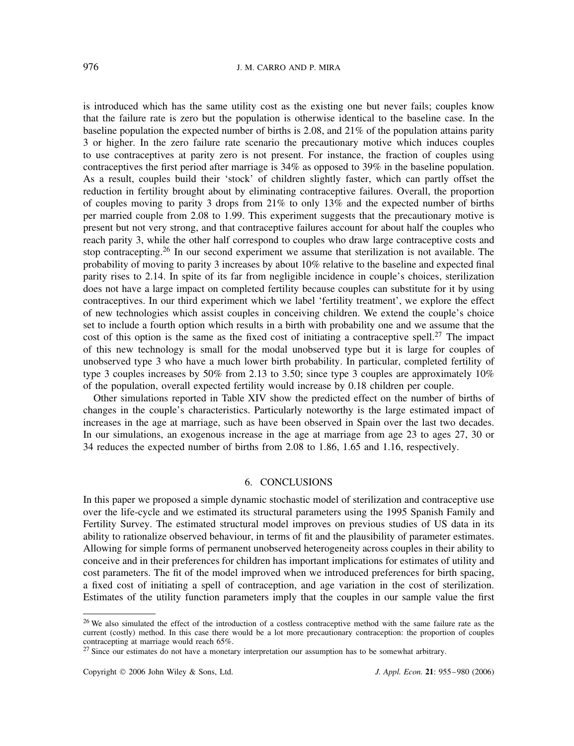is introduced which has the same utility cost as the existing one but never fails; couples know that the failure rate is zero but the population is otherwise identical to the baseline case. In the baseline population the expected number of births is 2.08, and 21% of the population attains parity 3 or higher. In the zero failure rate scenario the precautionary motive which induces couples to use contraceptives at parity zero is not present. For instance, the fraction of couples using contraceptives the first period after marriage is 34% as opposed to 39% in the baseline population. As a result, couples build their 'stock' of children slightly faster, which can partly offset the reduction in fertility brought about by eliminating contraceptive failures. Overall, the proportion of couples moving to parity 3 drops from 21% to only 13% and the expected number of births per married couple from 2.08 to 1.99. This experiment suggests that the precautionary motive is present but not very strong, and that contraceptive failures account for about half the couples who reach parity 3, while the other half correspond to couples who draw large contraceptive costs and stop contracepting.[26] In our second experiment we assume that sterilization is not available. The probability of moving to parity 3 increases by about 10% relative to the baseline and expected final parity rises to 2.14. In spite of its far from negligible incidence in couple's choices, sterilization does not have a large impact on completed fertility because couples can substitute for it by using contraceptives. In our third experiment which we label 'fertility treatment', we explore the effect of new technologies which assist couples in conceiving children. We extend the couple's choice set to include a fourth option which results in a birth with probability one and we assume that the cost of this option is the same as the fixed cost of initiating a contraceptive spell.[27] The impact of this new technology is small for the modal unobserved type but it is large for couples of unobserved type 3 who have a much lower birth probability. In particular, completed fertility of type 3 couples increases by 50% from 2.13 to 3.50; since type 3 couples are approximately 10% of the population, overall expected fertility would increase by 0.18 children per couple.

Other simulations reported in Table XIV show the predicted effect on the number of births of changes in the couple's characteristics. Particularly noteworthy is the large estimated impact of increases in the age at marriage, such as have been observed in Spain over the last two decades. In our simulations, an exogenous increase in the age at marriage from age 23 to ages 27, 30 or 34 reduces the expected number of births from 2.08 to 1.86, 1.65 and 1.16, respectively.

## 6. CONCLUSIONS

In this paper we proposed a simple dynamic stochastic model of sterilization and contraceptive use over the life-cycle and we estimated its structural parameters using the 1995 Spanish Family and Fertility Survey. The estimated structural model improves on previous studies of US data in its ability to rationalize observed behaviour, in terms of fit and the plausibility of parameter estimates. Allowing for simple forms of permanent unobserved heterogeneity across couples in their ability to conceive and in their preferences for children has important implications for estimates of utility and cost parameters. The fit of the model improved when we introduced preferences for birth spacing, a fixed cost of initiating a spell of contraception, and age variation in the cost of sterilization. Estimates of the utility function parameters imply that the couples in our sample value the first

[26] We also simulated the effect of the introduction of a costless contraceptive method with the same failure rate as the current (costly) method. In this case there would be a lot more precautionary contraception: the proportion of couples contracepting at marriage would reach 65%.

[27] Since our estimates do not have a monetary interpretation our assumption has to be somewhat arbitrary.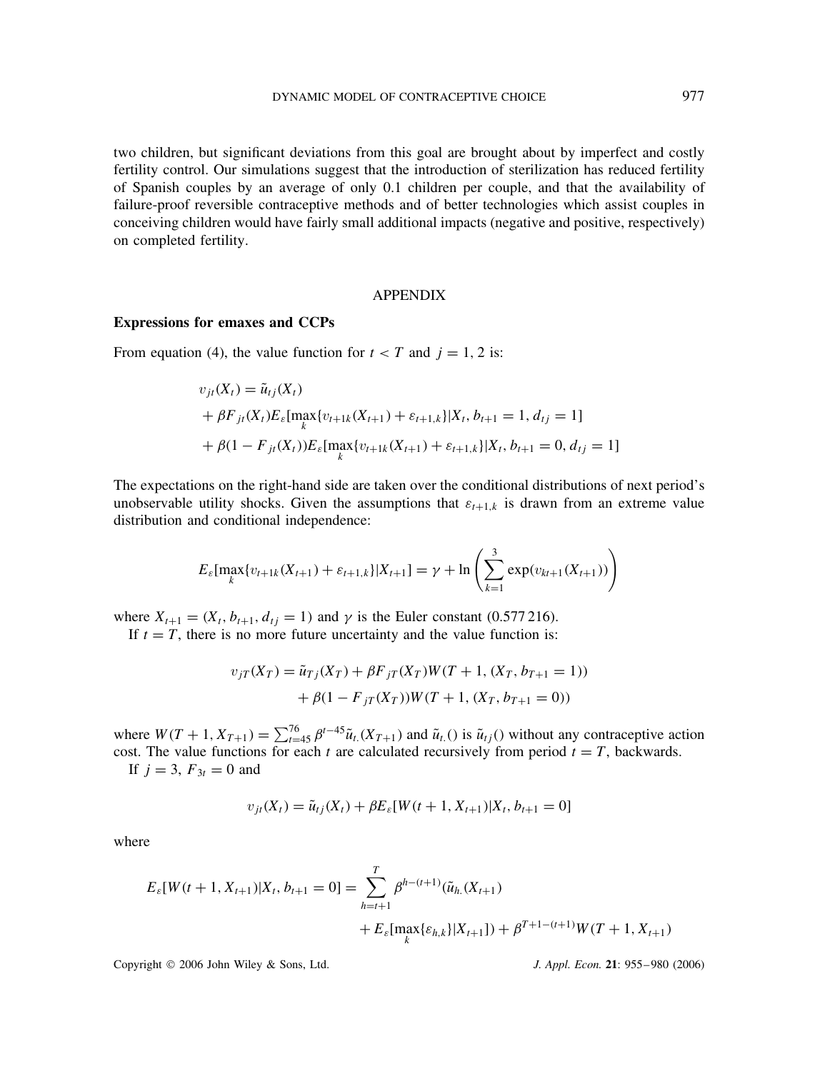two children, but significant deviations from this goal are brought about by imperfect and costly fertility control. Our simulations suggest that the introduction of sterilization has reduced fertility of Spanish couples by an average of only 0.1 children per couple, and that the availability of failure-proof reversible contraceptive methods and of better technologies which assist couples in conceiving children would have fairly small additional impacts (negative and positive, respectively) on completed fertility.

## APPENDIX

### Expressions for emaxes and CCPs

From equation (4), the value function for $t < T$ and $j = 1, 2$ is:

$$
\begin{aligned}
&v_{jt}(X_t) = \tilde{u}_{tj}(X_t) \\
&+ \beta F_{jt}(X_t) E_\varepsilon[\max_k\{v_{t+1k}(X_{t+1}) + \varepsilon_{t+1,k}\}|X_t, b_{t+1} = 1, d_{tj} = 1] \\
&+ \beta(1 - F_{jt}(X_t)) E_\varepsilon[\max_k\{v_{t+1k}(X_{t+1}) + \varepsilon_{t+1,k}\}|X_t, b_{t+1} = 0, d_{tj} = 1]
\end{aligned}
$$

The expectations on the right-hand side are taken over the conditional distributions of next period's unobservable utility shocks. Given the assumptions that $\varepsilon_{t+1,k}$ is drawn from an extreme value distribution and conditional independence:

$$
E_\varepsilon[\max_k\{v_{t+1k}(X_{t+1}) + \varepsilon_{t+1,k}\}|X_{t+1}] = \gamma + \ln\left(\sum_{k=1}^{3} \exp(v_{kt+1}(X_{t+1}))\right)
$$

where $X_{t+1} = (X_t, b_{t+1}, d_{tj} = 1)$ and $\gamma$ is the Euler constant (0.577 216).

If $t = T$, there is no more future uncertainty and the value function is:

$$
\begin{aligned}
v_{jT}(X_T) = \tilde{u}_{Tj}(X_T) &+ \beta F_{jT}(X_T) W(T+1, (X_T, b_{T+1} = 1)) \\
&+ \beta(1 - F_{jT}(X_T)) W(T+1, (X_T, b_{T+1} = 0))
\end{aligned}
$$

where $W(T+1, X_{T+1}) = \sum_{t=45}^{76} \beta^{t-45} \tilde{u}_{t.}(X_{T+1})$ and $\tilde{u}_{t.}()$ is $\tilde{u}_{tj}()$ without any contraceptive action cost. The value functions for each $t$ are calculated recursively from period $t = T$, backwards.

If $j = 3$, $F_{3t} = 0$ and

$$
v_{jt}(X_t) = \tilde{u}_{tj}(X_t) + \beta E_\varepsilon[W(t+1, X_{t+1})|X_t, b_{t+1} = 0]
$$

where

$$
\begin{aligned}
E_\varepsilon[W(t+1, X_{t+1})|X_t, b_{t+1} = 0] = &\sum_{h=t+1}^{T} \beta^{h-(t+1)} (\tilde{u}_{h.}(X_{t+1}) \\
&+ E_\varepsilon[\max_k\{\varepsilon_{h,k}\}|X_{t+1}]) + \beta^{T+1-(t+1)} W(T+1, X_{t+1})
\end{aligned}
$$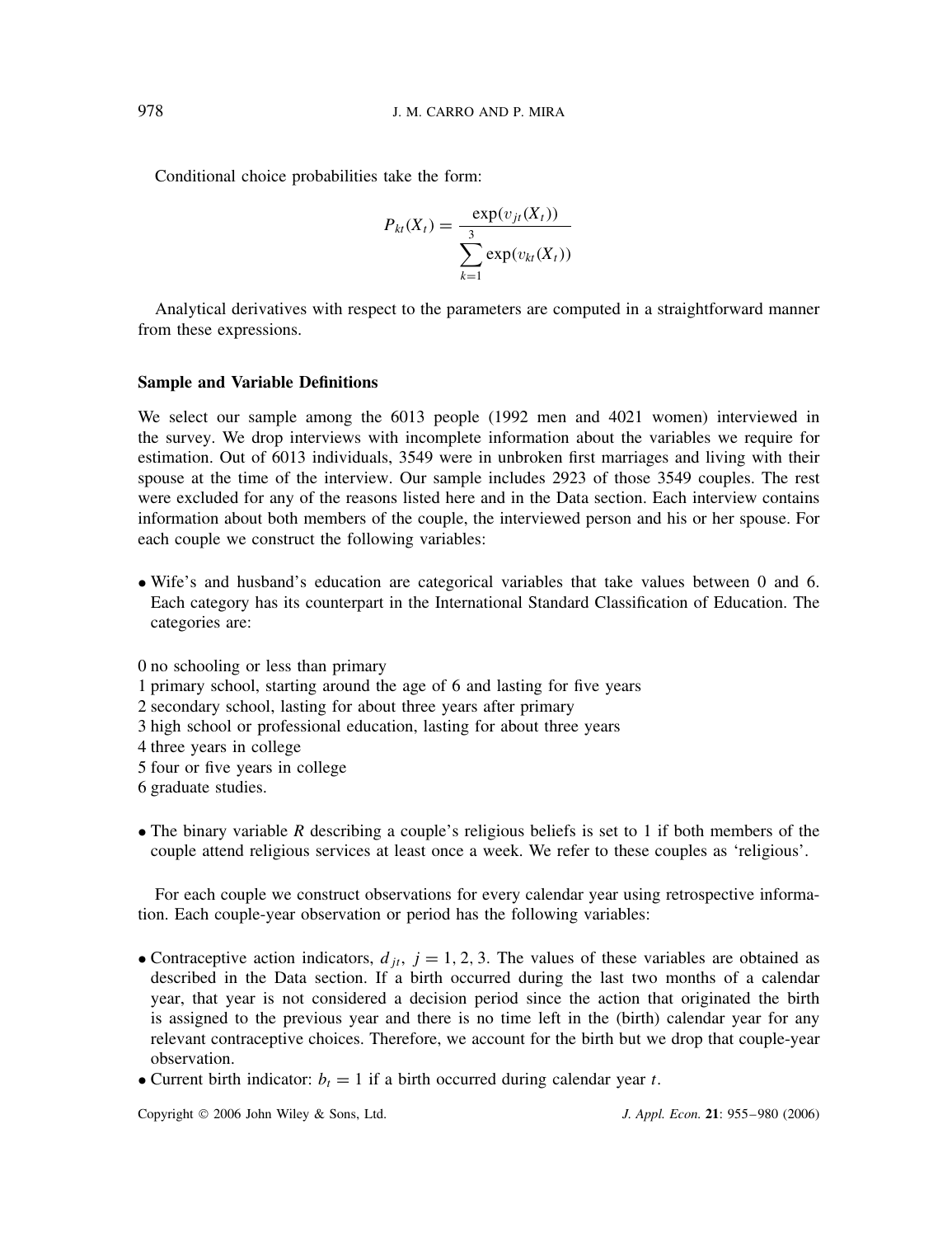Conditional choice probabilities take the form:

$$P_{kt}(X_t) = \frac{\exp(v_{jt}(X_t))}{\sum_{k=1}^{3} \exp(v_{kt}(X_t))}$$

Analytical derivatives with respect to the parameters are computed in a straightforward manner from these expressions.

**Sample and Variable Definitions**

We select our sample among the 6013 people (1992 men and 4021 women) interviewed in the survey. We drop interviews with incomplete information about the variables we require for estimation. Out of 6013 individuals, 3549 were in unbroken first marriages and living with their spouse at the time of the interview. Our sample includes 2923 of those 3549 couples. The rest were excluded for any of the reasons listed here and in the Data section. Each interview contains information about both members of the couple, the interviewed person and his or her spouse. For each couple we construct the following variables:

- Wife's and husband's education are categorical variables that take values between 0 and 6. Each category has its counterpart in the International Standard Classification of Education. The categories are:

0 no schooling or less than primary  
1 primary school, starting around the age of 6 and lasting for five years  
2 secondary school, lasting for about three years after primary  
3 high school or professional education, lasting for about three years  
4 three years in college  
5 four or five years in college  
6 graduate studies.

- The binary variable $R$ describing a couple's religious beliefs is set to 1 if both members of the couple attend religious services at least once a week. We refer to these couples as 'religious'.

For each couple we construct observations for every calendar year using retrospective information. Each couple-year observation or period has the following variables:

- Contraceptive action indicators, $d_{jt}$, $j = 1, 2, 3$. The values of these variables are obtained as described in the Data section. If a birth occurred during the last two months of a calendar year, that year is not considered a decision period since the action that originated the birth is assigned to the previous year and there is no time left in the (birth) calendar year for any relevant contraceptive choices. Therefore, we account for the birth but we drop that couple-year observation.
- Current birth indicator: $b_t = 1$ if a birth occurred during calendar year $t$.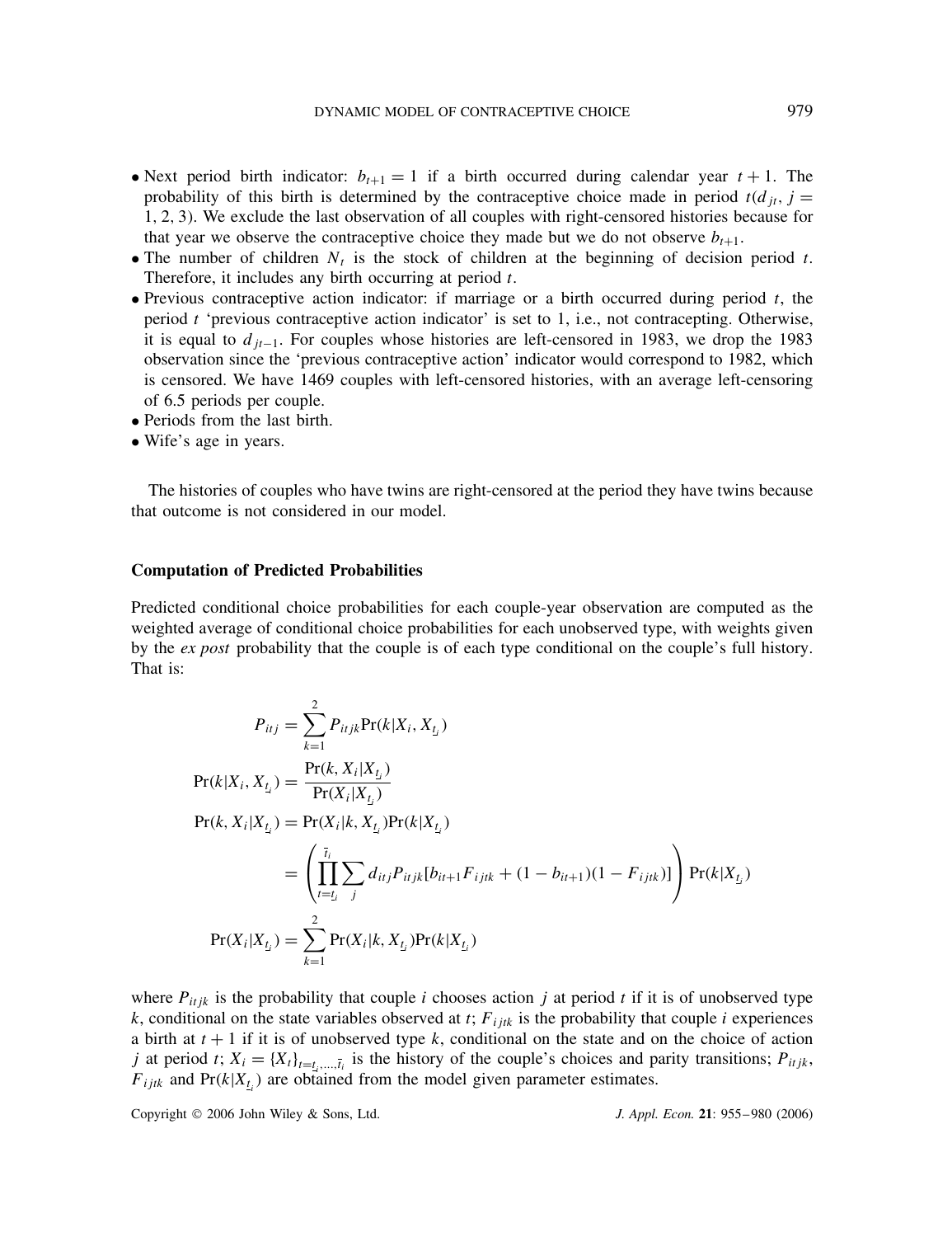- Next period birth indicator: $b_{t+1} = 1$ if a birth occurred during calendar year $t + 1$. The probability of this birth is determined by the contraceptive choice made in period $t(d_{jt}, j = 1, 2, 3)$. We exclude the last observation of all couples with right-censored histories because for that year we observe the contraceptive choice they made but we do not observe $b_{t+1}$.
- The number of children $N_t$ is the stock of children at the beginning of decision period $t$. Therefore, it includes any birth occurring at period $t$.
- Previous contraceptive action indicator: if marriage or a birth occurred during period $t$, the period $t$ 'previous contraceptive action indicator' is set to 1, i.e., not contracepting. Otherwise, it is equal to $d_{jt-1}$. For couples whose histories are left-censored in 1983, we drop the 1983 observation since the 'previous contraceptive action' indicator would correspond to 1982, which is censored. We have 1469 couples with left-censored histories, with an average left-censoring of 6.5 periods per couple.
- Periods from the last birth.
- Wife's age in years.

The histories of couples who have twins are right-censored at the period they have twins because that outcome is not considered in our model.

**Computation of Predicted Probabilities**

Predicted conditional choice probabilities for each couple-year observation are computed as the weighted average of conditional choice probabilities for each unobserved type, with weights given by the *ex post* probability that the couple is of each type conditional on the couple's full history. That is:

$$
\begin{aligned}
P_{itj} &= \sum_{k=1}^{2} P_{itjk} \Pr(k|X_i, X_{\underline{t}_i}) \\
\Pr(k|X_i, X_{\underline{t}_i}) &= \frac{\Pr(k, X_i|X_{\underline{t}_i})}{\Pr(X_i|X_{\underline{t}_i})} \\
\Pr(k, X_i|X_{\underline{t}_i}) &= \Pr(X_i|k, X_{\underline{t}_i}) \Pr(k|X_{\underline{t}_i}) \\
&= \left( \prod_{t=\underline{t}_i}^{\bar{t}_i} \sum_{j} d_{itj} P_{itjk} [b_{it+1} F_{ijtk} + (1 - b_{it+1})(1 - F_{ijtk})] \right) \Pr(k|X_{\underline{t}_i}) \\
\Pr(X_i|X_{\underline{t}_i}) &= \sum_{k=1}^{2} \Pr(X_i|k, X_{\underline{t}_i}) \Pr(k|X_{\underline{t}_i})
\end{aligned}
$$

where $P_{itjk}$ is the probability that couple $i$ chooses action $j$ at period $t$ if it is of unobserved type $k$, conditional on the state variables observed at $t$; $F_{ijtk}$ is the probability that couple $i$ experiences a birth at $t + 1$ if it is of unobserved type $k$, conditional on the state and on the choice of action $j$ at period $t$; $X_i = \{X_t\}_{t=\underline{t}_i,\ldots,\bar{t}_i}$ is the history of the couple's choices and parity transitions; $P_{itjk}$, $F_{ijtk}$ and $\Pr(k|X_{\underline{t}_i})$ are obtained from the model given parameter estimates.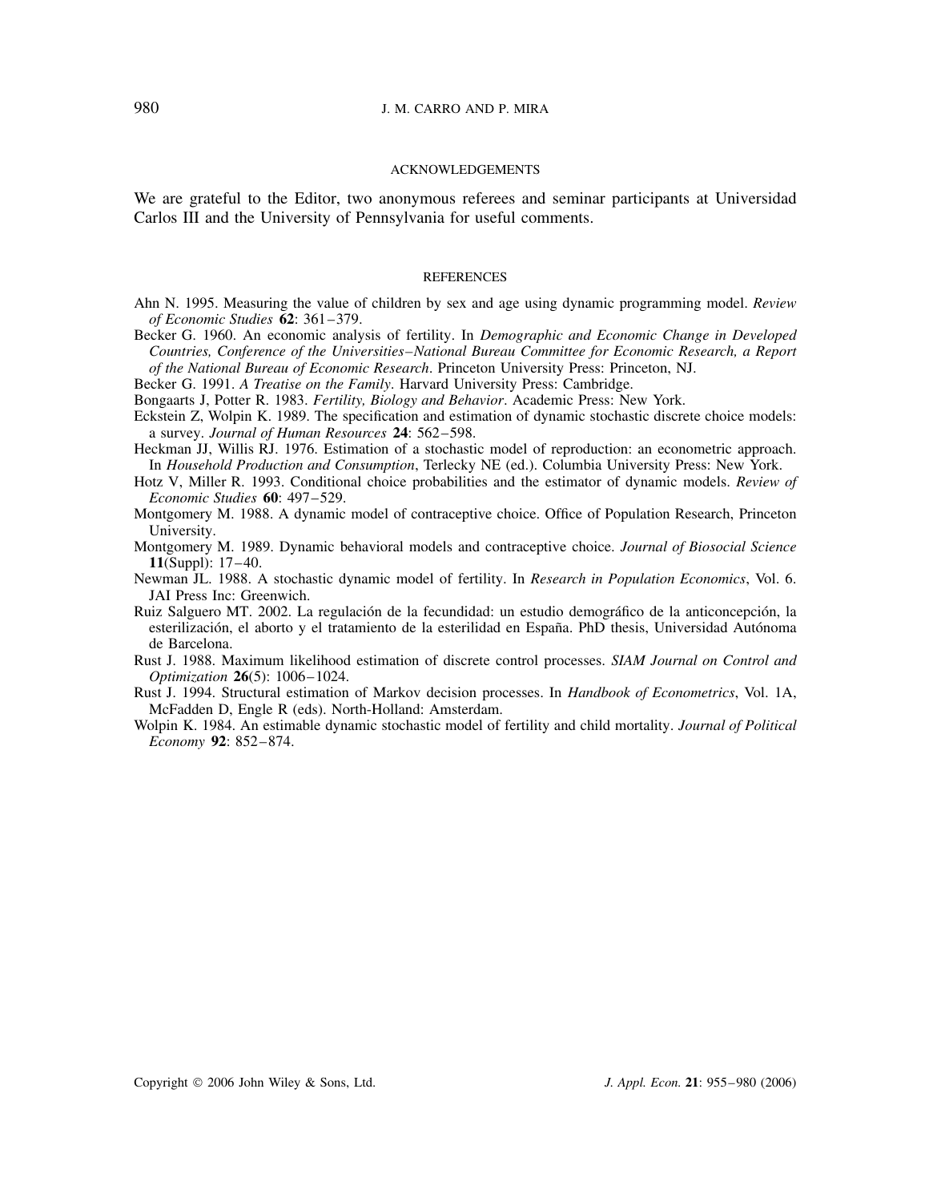## ACKNOWLEDGEMENTS

We are grateful to the Editor, two anonymous referees and seminar participants at Universidad Carlos III and the University of Pennsylvania for useful comments.

## REFERENCES

Ahn N. 1995. Measuring the value of children by sex and age using dynamic programming model. *Review of Economic Studies* **62**: 361–379.

Becker G. 1960. An economic analysis of fertility. In *Demographic and Economic Change in Developed Countries, Conference of the Universities–National Bureau Committee for Economic Research, a Report of the National Bureau of Economic Research*. Princeton University Press: Princeton, NJ.

Becker G. 1991. *A Treatise on the Family*. Harvard University Press: Cambridge.

Bongaarts J, Potter R. 1983. *Fertility, Biology and Behavior*. Academic Press: New York.

Eckstein Z, Wolpin K. 1989. The specification and estimation of dynamic stochastic discrete choice models: a survey. *Journal of Human Resources* **24**: 562–598.

Heckman JJ, Willis RJ. 1976. Estimation of a stochastic model of reproduction: an econometric approach. In *Household Production and Consumption*, Terlecky NE (ed.). Columbia University Press: New York.

Hotz V, Miller R. 1993. Conditional choice probabilities and the estimator of dynamic models. *Review of Economic Studies* **60**: 497–529.

Montgomery M. 1988. A dynamic model of contraceptive choice. Office of Population Research, Princeton University.

Montgomery M. 1989. Dynamic behavioral models and contraceptive choice. *Journal of Biosocial Science* **11**(Suppl): 17–40.

Newman JL. 1988. A stochastic dynamic model of fertility. In *Research in Population Economics*, Vol. 6. JAI Press Inc: Greenwich.

Ruiz Salguero MT. 2002. La regulación de la fecundidad: un estudio demográfico de la anticoncepción, la esterilización, el aborto y el tratamiento de la esterilidad en España. PhD thesis, Universidad Autónoma de Barcelona.

Rust J. 1988. Maximum likelihood estimation of discrete control processes. *SIAM Journal on Control and Optimization* **26**(5): 1006–1024.

Rust J. 1994. Structural estimation of Markov decision processes. In *Handbook of Econometrics*, Vol. 1A, McFadden D, Engle R (eds). North-Holland: Amsterdam.

Wolpin K. 1984. An estimable dynamic stochastic model of fertility and child mortality. *Journal of Political Economy* **92**: 852–874.